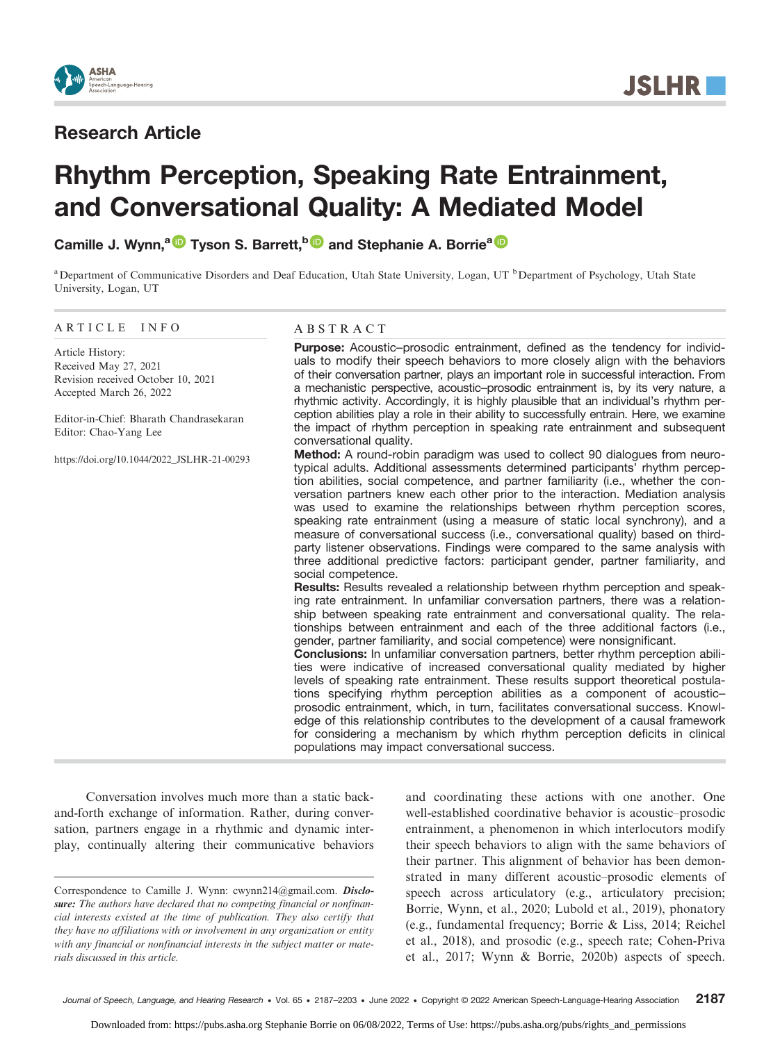## Research Article

# Rhythm Perception, Speaking Rate Entrainment, and Conversational Quality: A Mediated Model

**Camille J. Wynn,[a] Tyson S. Barrett,[b] and Stephanie A. Borrie[a]**

[a] Department of Communicative Disorders and Deaf Education, Utah State University, Logan, UT [b] Department of Psychology, Utah State University, Logan, UT

ARTICLE INFO

Article History:
Received May 27, 2021
Revision received October 10, 2021
Accepted March 26, 2022

Editor-in-Chief: Bharath Chandrasekaran
Editor: Chao-Yang Lee

https://doi.org/10.1044/2022_JSLHR-21-00293

ABSTRACT

**Purpose:** Acoustic–prosodic entrainment, defined as the tendency for individuals to modify their speech behaviors to more closely align with the behaviors of their conversation partner, plays an important role in successful interaction. From a mechanistic perspective, acoustic–prosodic entrainment is, by its very nature, a rhythmic activity. Accordingly, it is highly plausible that an individual's rhythm perception abilities play a role in their ability to successfully entrain. Here, we examine the impact of rhythm perception in speaking rate entrainment and subsequent conversational quality.

**Method:** A round-robin paradigm was used to collect 90 dialogues from neurotypical adults. Additional assessments determined participants' rhythm perception abilities, social competence, and partner familiarity (i.e., whether the conversation partners knew each other prior to the interaction. Mediation analysis was used to examine the relationships between rhythm perception scores, speaking rate entrainment (using a measure of static local synchrony), and a measure of conversational success (i.e., conversational quality) based on third-party listener observations. Findings were compared to the same analysis with three additional predictive factors: participant gender, partner familiarity, and social competence.

**Results:** Results revealed a relationship between rhythm perception and speaking rate entrainment. In unfamiliar conversation partners, there was a relationship between speaking rate entrainment and conversational quality. The relationships between entrainment and each of the three additional factors (i.e., gender, partner familiarity, and social competence) were nonsignificant.

**Conclusions:** In unfamiliar conversation partners, better rhythm perception abilities were indicative of increased conversational quality mediated by higher levels of speaking rate entrainment. These results support theoretical postulations specifying rhythm perception abilities as a component of acoustic–prosodic entrainment, which, in turn, facilitates conversational success. Knowledge of this relationship contributes to the development of a causal framework for considering a mechanism by which rhythm perception deficits in clinical populations may impact conversational success.

Conversation involves much more than a static back-and-forth exchange of information. Rather, during conversation, partners engage in a rhythmic and dynamic interplay, continually altering their communicative behaviors and coordinating these actions with one another. One well-established coordinative behavior is acoustic–prosodic entrainment, a phenomenon in which interlocutors modify their speech behaviors to align with the same behaviors of their partner. This alignment of behavior has been demonstrated in many different acoustic–prosodic elements of speech across articulatory (e.g., articulatory precision; Borrie, Wynn, et al., 2020; Lubold et al., 2019), phonatory (e.g., fundamental frequency; Borrie & Liss, 2014; Reichel et al., 2018), and prosodic (e.g., speech rate; Cohen-Priva et al., 2017; Wynn & Borrie, 2020b) aspects of speech.

Correspondence to Camille J. Wynn: cwynn214@gmail.com. ***Disclosure:*** *The authors have declared that no competing financial or nonfinancial interests existed at the time of publication. They also certify that they have no affiliations with or involvement in any organization or entity with any financial or nonfinancial interests in the subject matter or materials discussed in this article.*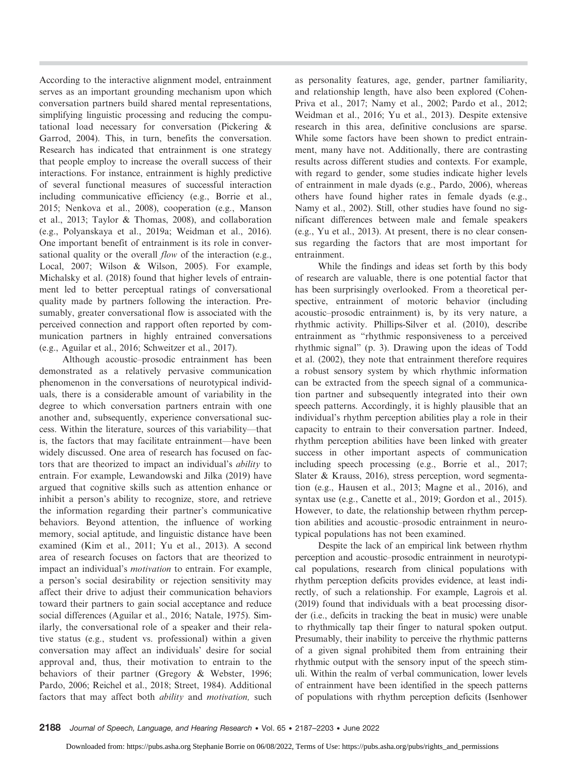According to the interactive alignment model, entrainment serves as an important grounding mechanism upon which conversation partners build shared mental representations, simplifying linguistic processing and reducing the computational load necessary for conversation (Pickering & Garrod, 2004). This, in turn, benefits the conversation. Research has indicated that entrainment is one strategy that people employ to increase the overall success of their interactions. For instance, entrainment is highly predictive of several functional measures of successful interaction including communicative efficiency (e.g., Borrie et al., 2015; Nenkova et al., 2008), cooperation (e.g., Manson et al., 2013; Taylor & Thomas, 2008), and collaboration (e.g., Polyanskaya et al., 2019a; Weidman et al., 2016). One important benefit of entrainment is its role in conversational quality or the overall *flow* of the interaction (e.g., Local, 2007; Wilson & Wilson, 2005). For example, Michalsky et al. (2018) found that higher levels of entrainment led to better perceptual ratings of conversational quality made by partners following the interaction. Presumably, greater conversational flow is associated with the perceived connection and rapport often reported by communication partners in highly entrained conversations (e.g., Aguilar et al., 2016; Schweitzer et al., 2017).

Although acoustic–prosodic entrainment has been demonstrated as a relatively pervasive communication phenomenon in the conversations of neurotypical individuals, there is a considerable amount of variability in the degree to which conversation partners entrain with one another and, subsequently, experience conversational success. Within the literature, sources of this variability—that is, the factors that may facilitate entrainment—have been widely discussed. One area of research has focused on factors that are theorized to impact an individual's *ability* to entrain. For example, Lewandowski and Jilka (2019) have argued that cognitive skills such as attention enhance or inhibit a person's ability to recognize, store, and retrieve the information regarding their partner's communicative behaviors. Beyond attention, the influence of working memory, social aptitude, and linguistic distance have been examined (Kim et al., 2011; Yu et al., 2013). A second area of research focuses on factors that are theorized to impact an individual's *motivation* to entrain. For example, a person's social desirability or rejection sensitivity may affect their drive to adjust their communication behaviors toward their partners to gain social acceptance and reduce social differences (Aguilar et al., 2016; Natale, 1975). Similarly, the conversational role of a speaker and their relative status (e.g., student vs. professional) within a given conversation may affect an individuals' desire for social approval and, thus, their motivation to entrain to the behaviors of their partner (Gregory & Webster, 1996; Pardo, 2006; Reichel et al., 2018; Street, 1984). Additional factors that may affect both *ability* and *motivation,* such as personality features, age, gender, partner familiarity, and relationship length, have also been explored (Cohen-Priva et al., 2017; Namy et al., 2002; Pardo et al., 2012; Weidman et al., 2016; Yu et al., 2013). Despite extensive research in this area, definitive conclusions are sparse. While some factors have been shown to predict entrainment, many have not. Additionally, there are contrasting results across different studies and contexts. For example, with regard to gender, some studies indicate higher levels of entrainment in male dyads (e.g., Pardo, 2006), whereas others have found higher rates in female dyads (e.g., Namy et al., 2002). Still, other studies have found no significant differences between male and female speakers (e.g., Yu et al., 2013). At present, there is no clear consensus regarding the factors that are most important for entrainment.

While the findings and ideas set forth by this body of research are valuable, there is one potential factor that has been surprisingly overlooked. From a theoretical perspective, entrainment of motoric behavior (including acoustic–prosodic entrainment) is, by its very nature, a rhythmic activity. Phillips-Silver et al. (2010), describe entrainment as "rhythmic responsiveness to a perceived rhythmic signal" (p. 3). Drawing upon the ideas of Todd et al. (2002), they note that entrainment therefore requires a robust sensory system by which rhythmic information can be extracted from the speech signal of a communication partner and subsequently integrated into their own speech patterns. Accordingly, it is highly plausible that an individual's rhythm perception abilities play a role in their capacity to entrain to their conversation partner. Indeed, rhythm perception abilities have been linked with greater success in other important aspects of communication including speech processing (e.g., Borrie et al., 2017; Slater & Krauss, 2016), stress perception, word segmentation (e.g., Hausen et al., 2013; Magne et al., 2016), and syntax use (e.g., Canette et al., 2019; Gordon et al., 2015). However, to date, the relationship between rhythm perception abilities and acoustic–prosodic entrainment in neurotypical populations has not been examined.

Despite the lack of an empirical link between rhythm perception and acoustic–prosodic entrainment in neurotypical populations, research from clinical populations with rhythm perception deficits provides evidence, at least indirectly, of such a relationship. For example, Lagrois et al. (2019) found that individuals with a beat processing disorder (i.e., deficits in tracking the beat in music) were unable to rhythmically tap their finger to natural spoken output. Presumably, their inability to perceive the rhythmic patterns of a given signal prohibited them from entraining their rhythmic output with the sensory input of the speech stimuli. Within the realm of verbal communication, lower levels of entrainment have been identified in the speech patterns of populations with rhythm perception deficits (Isenhower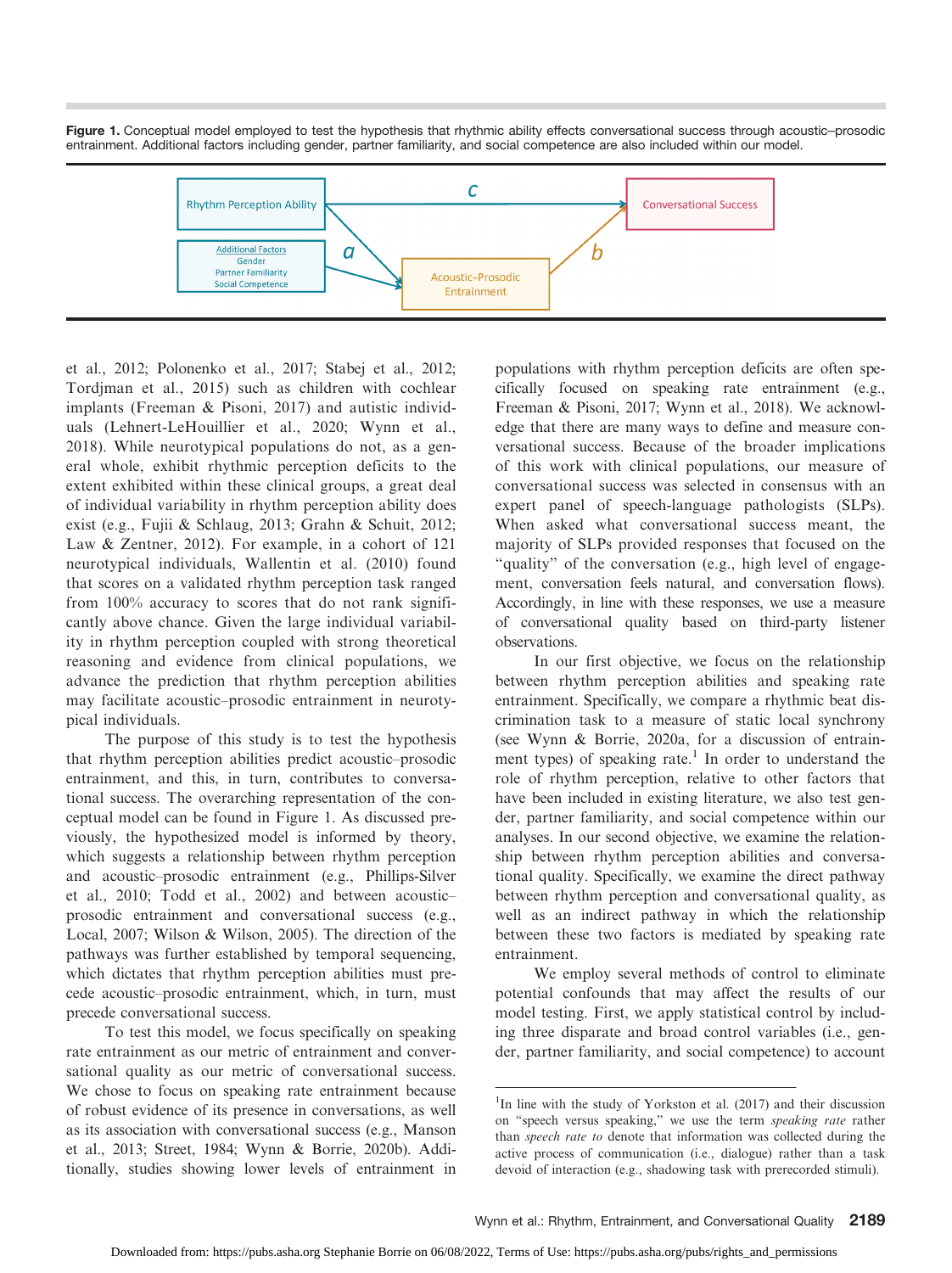**Figure 1.** Conceptual model employed to test the hypothesis that rhythmic ability effects conversational success through acoustic–prosodic entrainment. Additional factors including gender, partner familiarity, and social competence are also included within our model.

et al., 2012; Polonenko et al., 2017; Stabej et al., 2012; Tordjman et al., 2015) such as children with cochlear implants (Freeman & Pisoni, 2017) and autistic individuals (Lehnert-LeHouillier et al., 2020; Wynn et al., 2018). While neurotypical populations do not, as a general whole, exhibit rhythmic perception deficits to the extent exhibited within these clinical groups, a great deal of individual variability in rhythm perception ability does exist (e.g., Fujii & Schlaug, 2013; Grahn & Schuit, 2012; Law & Zentner, 2012). For example, in a cohort of 121 neurotypical individuals, Wallentin et al. (2010) found that scores on a validated rhythm perception task ranged from 100% accuracy to scores that do not rank significantly above chance. Given the large individual variability in rhythm perception coupled with strong theoretical reasoning and evidence from clinical populations, we advance the prediction that rhythm perception abilities may facilitate acoustic–prosodic entrainment in neurotypical individuals.

The purpose of this study is to test the hypothesis that rhythm perception abilities predict acoustic–prosodic entrainment, and this, in turn, contributes to conversational success. The overarching representation of the conceptual model can be found in Figure 1. As discussed previously, the hypothesized model is informed by theory, which suggests a relationship between rhythm perception and acoustic–prosodic entrainment (e.g., Phillips-Silver et al., 2010; Todd et al., 2002) and between acoustic–prosodic entrainment and conversational success (e.g., Local, 2007; Wilson & Wilson, 2005). The direction of the pathways was further established by temporal sequencing, which dictates that rhythm perception abilities must precede acoustic–prosodic entrainment, which, in turn, must precede conversational success.

To test this model, we focus specifically on speaking rate entrainment as our metric of entrainment and conversational quality as our metric of conversational success. We chose to focus on speaking rate entrainment because of robust evidence of its presence in conversations, as well as its association with conversational success (e.g., Manson et al., 2013; Street, 1984; Wynn & Borrie, 2020b). Additionally, studies showing lower levels of entrainment in populations with rhythm perception deficits are often specifically focused on speaking rate entrainment (e.g., Freeman & Pisoni, 2017; Wynn et al., 2018). We acknowledge that there are many ways to define and measure conversational success. Because of the broader implications of this work with clinical populations, our measure of conversational success was selected in consensus with an expert panel of speech-language pathologists (SLPs). When asked what conversational success meant, the majority of SLPs provided responses that focused on the "quality" of the conversation (e.g., high level of engagement, conversation feels natural, and conversation flows). Accordingly, in line with these responses, we use a measure of conversational quality based on third-party listener observations.

In our first objective, we focus on the relationship between rhythm perception abilities and speaking rate entrainment. Specifically, we compare a rhythmic beat discrimination task to a measure of static local synchrony (see Wynn & Borrie, 2020a, for a discussion of entrainment types) of speaking rate.[1] In order to understand the role of rhythm perception, relative to other factors that have been included in existing literature, we also test gender, partner familiarity, and social competence within our analyses. In our second objective, we examine the relationship between rhythm perception abilities and conversational quality. Specifically, we examine the direct pathway between rhythm perception and conversational quality, as well as an indirect pathway in which the relationship between these two factors is mediated by speaking rate entrainment.

We employ several methods of control to eliminate potential confounds that may affect the results of our model testing. First, we apply statistical control by including three disparate and broad control variables (i.e., gender, partner familiarity, and social competence) to account

[1]In line with the study of Yorkston et al. (2017) and their discussion on "speech versus speaking," we use the term *speaking rate* rather than *speech rate to* denote that information was collected during the active process of communication (i.e., dialogue) rather than a task devoid of interaction (e.g., shadowing task with prerecorded stimuli).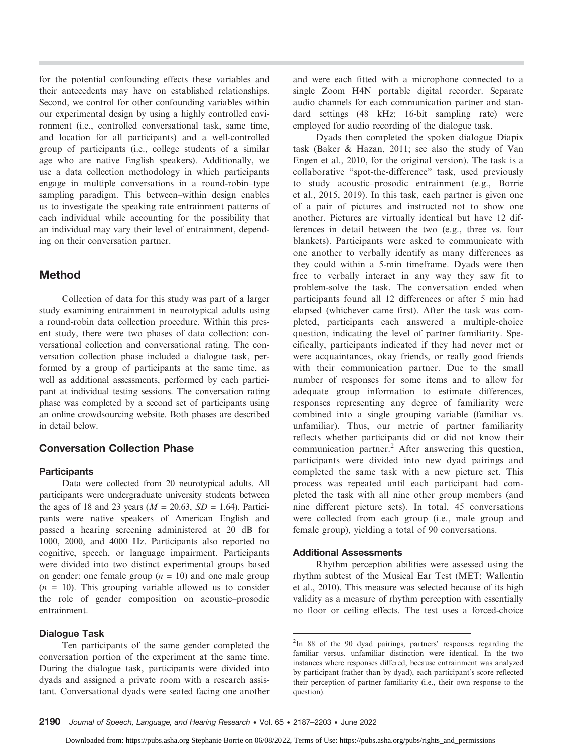for the potential confounding effects these variables and their antecedents may have on established relationships. Second, we control for other confounding variables within our experimental design by using a highly controlled environment (i.e., controlled conversational task, same time, and location for all participants) and a well-controlled group of participants (i.e., college students of a similar age who are native English speakers). Additionally, we use a data collection methodology in which participants engage in multiple conversations in a round-robin–type sampling paradigm. This between–within design enables us to investigate the speaking rate entrainment patterns of each individual while accounting for the possibility that an individual may vary their level of entrainment, depending on their conversation partner.

## Method

Collection of data for this study was part of a larger study examining entrainment in neurotypical adults using a round-robin data collection procedure. Within this present study, there were two phases of data collection: conversational collection and conversational rating. The conversation collection phase included a dialogue task, performed by a group of participants at the same time, as well as additional assessments, performed by each participant at individual testing sessions. The conversation rating phase was completed by a second set of participants using an online crowdsourcing website. Both phases are described in detail below.

### Conversation Collection Phase

#### Participants

Data were collected from 20 neurotypical adults. All participants were undergraduate university students between the ages of 18 and 23 years ($M$ = 20.63, $SD$ = 1.64). Participants were native speakers of American English and passed a hearing screening administered at 20 dB for 1000, 2000, and 4000 Hz. Participants also reported no cognitive, speech, or language impairment. Participants were divided into two distinct experimental groups based on gender: one female group ($n$ = 10) and one male group ($n$ = 10). This grouping variable allowed us to consider the role of gender composition on acoustic–prosodic entrainment.

#### Dialogue Task

Ten participants of the same gender completed the conversation portion of the experiment at the same time. During the dialogue task, participants were divided into dyads and assigned a private room with a research assistant. Conversational dyads were seated facing one another and were each fitted with a microphone connected to a single Zoom H4N portable digital recorder. Separate audio channels for each communication partner and standard settings (48 kHz; 16-bit sampling rate) were employed for audio recording of the dialogue task.

Dyads then completed the spoken dialogue Diapix task (Baker & Hazan, 2011; see also the study of Van Engen et al., 2010, for the original version). The task is a collaborative "spot-the-difference" task, used previously to study acoustic–prosodic entrainment (e.g., Borrie et al., 2015, 2019). In this task, each partner is given one of a pair of pictures and instructed not to show one another. Pictures are virtually identical but have 12 differences in detail between the two (e.g., three vs. four blankets). Participants were asked to communicate with one another to verbally identify as many differences as they could within a 5-min timeframe. Dyads were then free to verbally interact in any way they saw fit to problem-solve the task. The conversation ended when participants found all 12 differences or after 5 min had elapsed (whichever came first). After the task was completed, participants each answered a multiple-choice question, indicating the level of partner familiarity. Specifically, participants indicated if they had never met or were acquaintances, okay friends, or really good friends with their communication partner. Due to the small number of responses for some items and to allow for adequate group information to estimate differences, responses representing any degree of familiarity were combined into a single grouping variable (familiar vs. unfamiliar). Thus, our metric of partner familiarity reflects whether participants did or did not know their communication partner.[2] After answering this question, participants were divided into new dyad pairings and completed the same task with a new picture set. This process was repeated until each participant had completed the task with all nine other group members (and nine different picture sets). In total, 45 conversations were collected from each group (i.e., male group and female group), yielding a total of 90 conversations.

#### Additional Assessments

Rhythm perception abilities were assessed using the rhythm subtest of the Musical Ear Test (MET; Wallentin et al., 2010). This measure was selected because of its high validity as a measure of rhythm perception with essentially no floor or ceiling effects. The test uses a forced-choice

---

[2]In 88 of the 90 dyad pairings, partners' responses regarding the familiar versus. unfamiliar distinction were identical. In the two instances where responses differed, because entrainment was analyzed by participant (rather than by dyad), each participant's score reflected their perception of partner familiarity (i.e., their own response to the question).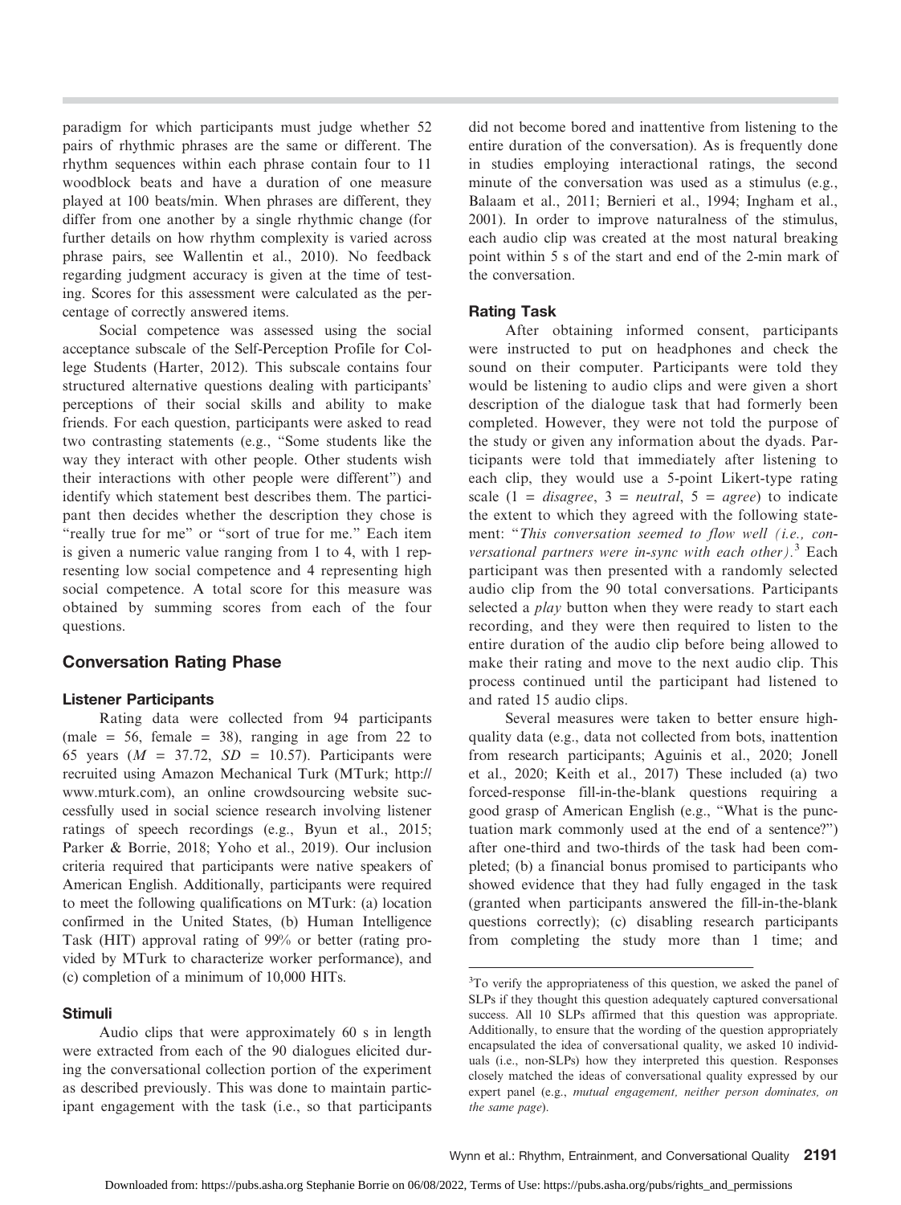paradigm for which participants must judge whether 52 pairs of rhythmic phrases are the same or different. The rhythm sequences within each phrase contain four to 11 woodblock beats and have a duration of one measure played at 100 beats/min. When phrases are different, they differ from one another by a single rhythmic change (for further details on how rhythm complexity is varied across phrase pairs, see Wallentin et al., 2010). No feedback regarding judgment accuracy is given at the time of testing. Scores for this assessment were calculated as the percentage of correctly answered items.

Social competence was assessed using the social acceptance subscale of the Self-Perception Profile for College Students (Harter, 2012). This subscale contains four structured alternative questions dealing with participants' perceptions of their social skills and ability to make friends. For each question, participants were asked to read two contrasting statements (e.g., "Some students like the way they interact with other people. Other students wish their interactions with other people were different") and identify which statement best describes them. The participant then decides whether the description they chose is "really true for me" or "sort of true for me." Each item is given a numeric value ranging from 1 to 4, with 1 representing low social competence and 4 representing high social competence. A total score for this measure was obtained by summing scores from each of the four questions.

## Conversation Rating Phase

### Listener Participants

Rating data were collected from 94 participants (male = 56, female = 38), ranging in age from 22 to 65 years ($M$ = 37.72, $SD$ = 10.57). Participants were recruited using Amazon Mechanical Turk (MTurk; http://www.mturk.com), an online crowdsourcing website successfully used in social science research involving listener ratings of speech recordings (e.g., Byun et al., 2015; Parker & Borrie, 2018; Yoho et al., 2019). Our inclusion criteria required that participants were native speakers of American English. Additionally, participants were required to meet the following qualifications on MTurk: (a) location confirmed in the United States, (b) Human Intelligence Task (HIT) approval rating of 99% or better (rating provided by MTurk to characterize worker performance), and (c) completion of a minimum of 10,000 HITs.

### Stimuli

Audio clips that were approximately 60 s in length were extracted from each of the 90 dialogues elicited during the conversational collection portion of the experiment as described previously. This was done to maintain participant engagement with the task (i.e., so that participants did not become bored and inattentive from listening to the entire duration of the conversation). As is frequently done in studies employing interactional ratings, the second minute of the conversation was used as a stimulus (e.g., Balaam et al., 2011; Bernieri et al., 1994; Ingham et al., 2001). In order to improve naturalness of the stimulus, each audio clip was created at the most natural breaking point within 5 s of the start and end of the 2-min mark of the conversation.

### Rating Task

After obtaining informed consent, participants were instructed to put on headphones and check the sound on their computer. Participants were told they would be listening to audio clips and were given a short description of the dialogue task that had formerly been completed. However, they were not told the purpose of the study or given any information about the dyads. Participants were told that immediately after listening to each clip, they would use a 5-point Likert-type rating scale (1 = *disagree*, 3 = *neutral*, 5 = *agree*) to indicate the extent to which they agreed with the following statement: "*This conversation seemed to flow well (i.e., conversational partners were in-sync with each other)*.[3] Each participant was then presented with a randomly selected audio clip from the 90 total conversations. Participants selected a *play* button when they were ready to start each recording, and they were then required to listen to the entire duration of the audio clip before being allowed to make their rating and move to the next audio clip. This process continued until the participant had listened to and rated 15 audio clips.

Several measures were taken to better ensure high-quality data (e.g., data not collected from bots, inattention from research participants; Aguinis et al., 2020; Jonell et al., 2020; Keith et al., 2017) These included (a) two forced-response fill-in-the-blank questions requiring a good grasp of American English (e.g., "What is the punctuation mark commonly used at the end of a sentence?") after one-third and two-thirds of the task had been completed; (b) a financial bonus promised to participants who showed evidence that they had fully engaged in the task (granted when participants answered the fill-in-the-blank questions correctly); (c) disabling research participants from completing the study more than 1 time; and

[3] To verify the appropriateness of this question, we asked the panel of SLPs if they thought this question adequately captured conversational success. All 10 SLPs affirmed that this question was appropriate. Additionally, to ensure that the wording of the question appropriately encapsulated the idea of conversational quality, we asked 10 individuals (i.e., non-SLPs) how they interpreted this question. Responses closely matched the ideas of conversational quality expressed by our expert panel (e.g., *mutual engagement, neither person dominates, on the same page*).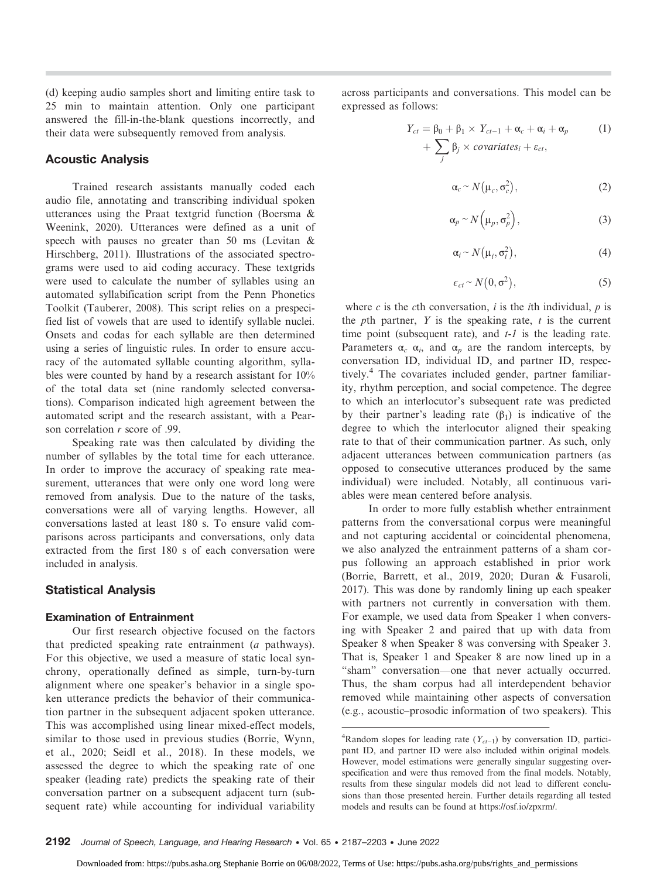(d) keeping audio samples short and limiting entire task to 25 min to maintain attention. Only one participant answered the fill-in-the-blank questions incorrectly, and their data were subsequently removed from analysis.

### Acoustic Analysis

Trained research assistants manually coded each audio file, annotating and transcribing individual spoken utterances using the Praat textgrid function (Boersma & Weenink, 2020). Utterances were defined as a unit of speech with pauses no greater than 50 ms (Levitan & Hirschberg, 2011). Illustrations of the associated spectrograms were used to aid coding accuracy. These textgrids were used to calculate the number of syllables using an automated syllabification script from the Penn Phonetics Toolkit (Tauberer, 2008). This script relies on a prespecified list of vowels that are used to identify syllable nuclei. Onsets and codas for each syllable are then determined using a series of linguistic rules. In order to ensure accuracy of the automated syllable counting algorithm, syllables were counted by hand by a research assistant for 10% of the total data set (nine randomly selected conversations). Comparison indicated high agreement between the automated script and the research assistant, with a Pearson correlation *r* score of .99.

Speaking rate was then calculated by dividing the number of syllables by the total time for each utterance. In order to improve the accuracy of speaking rate measurement, utterances that were only one word long were removed from analysis. Due to the nature of the tasks, conversations were all of varying lengths. However, all conversations lasted at least 180 s. To ensure valid comparisons across participants and conversations, only data extracted from the first 180 s of each conversation were included in analysis.

### Statistical Analysis

#### Examination of Entrainment

Our first research objective focused on the factors that predicted speaking rate entrainment (*a* pathways). For this objective, we used a measure of static local synchrony, operationally defined as simple, turn-by-turn alignment where one speaker's behavior in a single spoken utterance predicts the behavior of their communication partner in the subsequent adjacent spoken utterance. This was accomplished using linear mixed-effect models, similar to those used in previous studies (Borrie, Wynn, et al., 2020; Seidl et al., 2018). In these models, we assessed the degree to which the speaking rate of one speaker (leading rate) predicts the speaking rate of their conversation partner on a subsequent adjacent turn (subsequent rate) while accounting for individual variability across participants and conversations. This model can be expressed as follows:

$$Y_{ct} = \beta_0 + \beta_1 \times Y_{ct-1} + \alpha_c + \alpha_i + \alpha_p + \sum_j \beta_j \times covariates_i + \varepsilon_{ct}, \quad (1)$$

$$\alpha_c \sim N(\mu_c, \sigma_c^2), \quad (2)$$

$$\alpha_p \sim N(\mu_p, \sigma_p^2), \quad (3)$$

$$\alpha_i \sim N(\mu_i, \sigma_i^2), \quad (4)$$

$$\epsilon_{ct} \sim N(0, \sigma^2), \quad (5)$$

where $c$ is the $c$th conversation, $i$ is the $i$th individual, $p$ is the $p$th partner, $Y$ is the speaking rate, $t$ is the current time point (subsequent rate), and $t$-$1$ is the leading rate. Parameters $\alpha_c$ $\alpha_i$, and $\alpha_p$ are the random intercepts, by conversation ID, individual ID, and partner ID, respectively.[4] The covariates included gender, partner familiarity, rhythm perception, and social competence. The degree to which an interlocutor's subsequent rate was predicted by their partner's leading rate ($\beta_1$) is indicative of the degree to which the interlocutor aligned their speaking rate to that of their communication partner. As such, only adjacent utterances between communication partners (as opposed to consecutive utterances produced by the same individual) were included. Notably, all continuous variables were mean centered before analysis.

In order to more fully establish whether entrainment patterns from the conversational corpus were meaningful and not capturing accidental or coincidental phenomena, we also analyzed the entrainment patterns of a sham corpus following an approach established in prior work (Borrie, Barrett, et al., 2019, 2020; Duran & Fusaroli, 2017). This was done by randomly lining up each speaker with partners not currently in conversation with them. For example, we used data from Speaker 1 when conversing with Speaker 2 and paired that up with data from Speaker 8 when Speaker 8 was conversing with Speaker 3. That is, Speaker 1 and Speaker 8 are now lined up in a "sham" conversation—one that never actually occurred. Thus, the sham corpus had all interdependent behavior removed while maintaining other aspects of conversation (e.g., acoustic–prosodic information of two speakers). This

[4]Random slopes for leading rate ($Y_{ct-1}$) by conversation ID, participant ID, and partner ID were also included within original models. However, model estimations were generally singular suggesting overspecification and were thus removed from the final models. Notably, results from these singular models did not lead to different conclusions than those presented herein. Further details regarding all tested models and results can be found at https://osf.io/zpxrm/.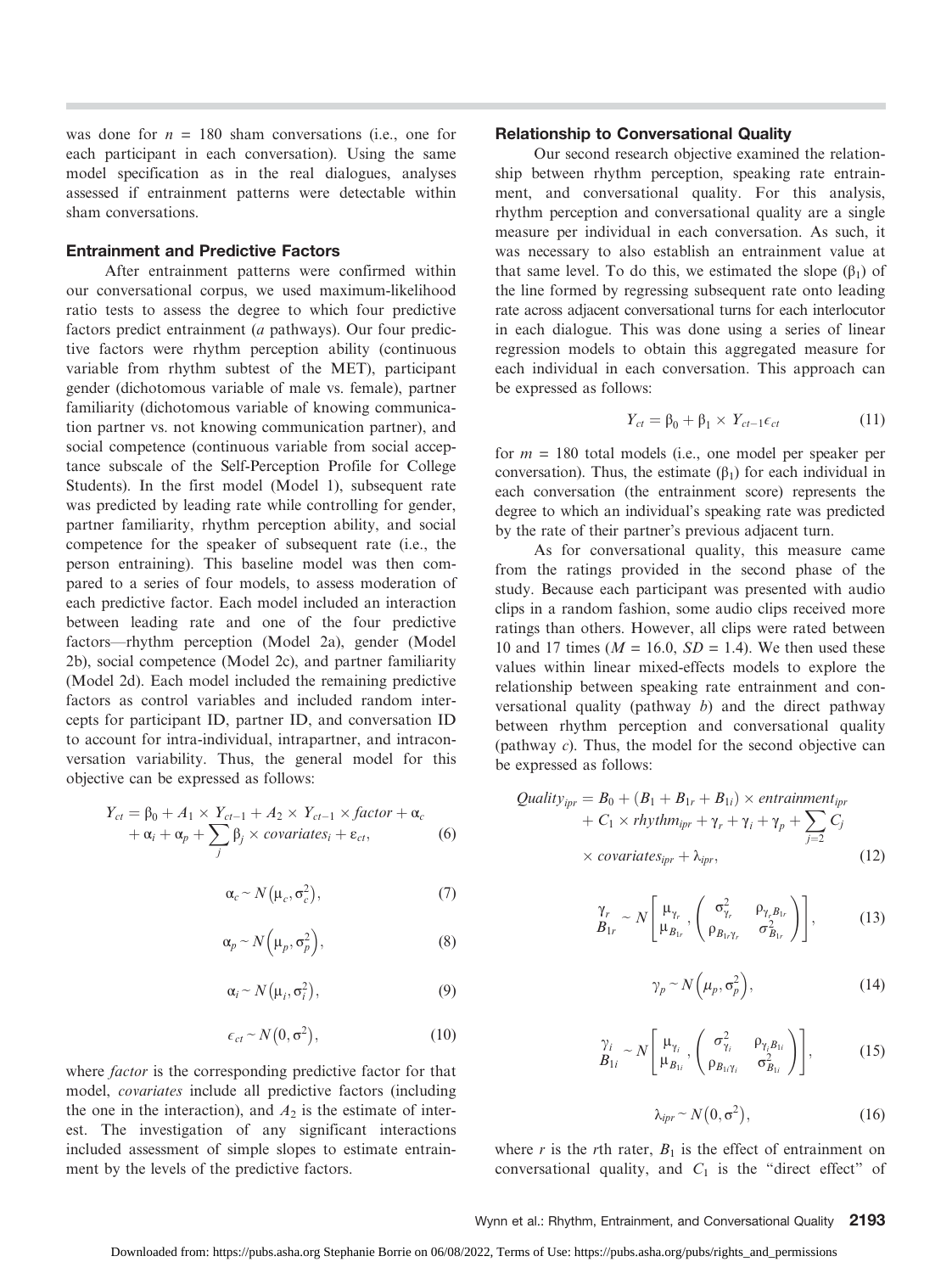was done for $n$ = 180 sham conversations (i.e., one for each participant in each conversation). Using the same model specification as in the real dialogues, analyses assessed if entrainment patterns were detectable within sham conversations.

### Entrainment and Predictive Factors

After entrainment patterns were confirmed within our conversational corpus, we used maximum-likelihood ratio tests to assess the degree to which four predictive factors predict entrainment (*a* pathways). Our four predictive factors were rhythm perception ability (continuous variable from rhythm subtest of the MET), participant gender (dichotomous variable of male vs. female), partner familiarity (dichotomous variable of knowing communication partner vs. not knowing communication partner), and social competence (continuous variable from social acceptance subscale of the Self-Perception Profile for College Students). In the first model (Model 1), subsequent rate was predicted by leading rate while controlling for gender, partner familiarity, rhythm perception ability, and social competence for the speaker of subsequent rate (i.e., the person entraining). This baseline model was then compared to a series of four models, to assess moderation of each predictive factor. Each model included an interaction between leading rate and one of the four predictive factors—rhythm perception (Model 2a), gender (Model 2b), social competence (Model 2c), and partner familiarity (Model 2d). Each model included the remaining predictive factors as control variables and included random intercepts for participant ID, partner ID, and conversation ID to account for intra-individual, intrapartner, and intraconversation variability. Thus, the general model for this objective can be expressed as follows:

$$Y_{ct} = \beta_0 + A_1 \times Y_{ct-1} + A_2 \times Y_{ct-1} \times factor + \alpha_c + \alpha_i + \alpha_p + \sum_j \beta_j \times covariates_i + \varepsilon_{ct}, \tag{6}$$

$$\alpha_c \sim N\left(\mu_c, \sigma_c^2\right), \tag{7}$$

$$\alpha_p \sim N\left(\mu_p, \sigma_p^2\right), \tag{8}$$

$$\alpha_i \sim N\left(\mu_i, \sigma_i^2\right), \tag{9}$$

$$\epsilon_{ct} \sim N\left(0, \sigma^2\right), \tag{10}$$

where *factor* is the corresponding predictive factor for that model, *covariates* include all predictive factors (including the one in the interaction), and $A_2$ is the estimate of interest. The investigation of any significant interactions included assessment of simple slopes to estimate entrainment by the levels of the predictive factors.

### Relationship to Conversational Quality

Our second research objective examined the relationship between rhythm perception, speaking rate entrainment, and conversational quality. For this analysis, rhythm perception and conversational quality are a single measure per individual in each conversation. As such, it was necessary to also establish an entrainment value at that same level. To do this, we estimated the slope ($\beta_1$) of the line formed by regressing subsequent rate onto leading rate across adjacent conversational turns for each interlocutor in each dialogue. This was done using a series of linear regression models to obtain this aggregated measure for each individual in each conversation. This approach can be expressed as follows:

$$Y_{ct} = \beta_0 + \beta_1 \times Y_{ct-1}\epsilon_{ct} \tag{11}$$

for $m$ = 180 total models (i.e., one model per speaker per conversation). Thus, the estimate ($\beta_1$) for each individual in each conversation (the entrainment score) represents the degree to which an individual's speaking rate was predicted by the rate of their partner's previous adjacent turn.

As for conversational quality, this measure came from the ratings provided in the second phase of the study. Because each participant was presented with audio clips in a random fashion, some audio clips received more ratings than others. However, all clips were rated between 10 and 17 times ($M$ = 16.0, $SD$ = 1.4). We then used these values within linear mixed-effects models to explore the relationship between speaking rate entrainment and conversational quality (pathway *b*) and the direct pathway between rhythm perception and conversational quality (pathway *c*). Thus, the model for the second objective can be expressed as follows:

$$Quality_{ipr} = B_0 + (B_1 + B_{1r} + B_{1i}) \times entrainment_{ipr} + C_1 \times rhythm_{ipr} + \gamma_r + \gamma_i + \gamma_p + \sum_{j=2} C_j \times covariates_{ipr} + \lambda_{ipr}, \tag{12}$$

$$\begin{matrix} \gamma_r \\ B_{1r} \end{matrix} \sim N\left[\begin{matrix} \mu_{\gamma_r} \\ \mu_{B_{1r}} \end{matrix}, \begin{pmatrix} \sigma_{\gamma_r}^2 & \rho_{\gamma_r B_{1r}} \\ \rho_{B_{1r}\gamma_r} & \sigma_{B_{1r}}^2 \end{pmatrix}\right], \tag{13}$$

$$\gamma_p \sim N\left(\mu_p, \sigma_p^2\right), \tag{14}$$

$$\begin{matrix} \gamma_i \\ B_{1i} \end{matrix} \sim N\left[\begin{matrix} \mu_{\gamma_i} \\ \mu_{B_{1i}} \end{matrix}, \begin{pmatrix} \sigma_{\gamma_i}^2 & \rho_{\gamma_i B_{1i}} \\ \rho_{B_{1i}\gamma_i} & \sigma_{B_{1i}}^2 \end{pmatrix}\right], \tag{15}$$

$$\lambda_{ipr} \sim N\left(0, \sigma^2\right), \tag{16}$$

where $r$ is the $r$th rater, $B_1$ is the effect of entrainment on conversational quality, and $C_1$ is the "direct effect" of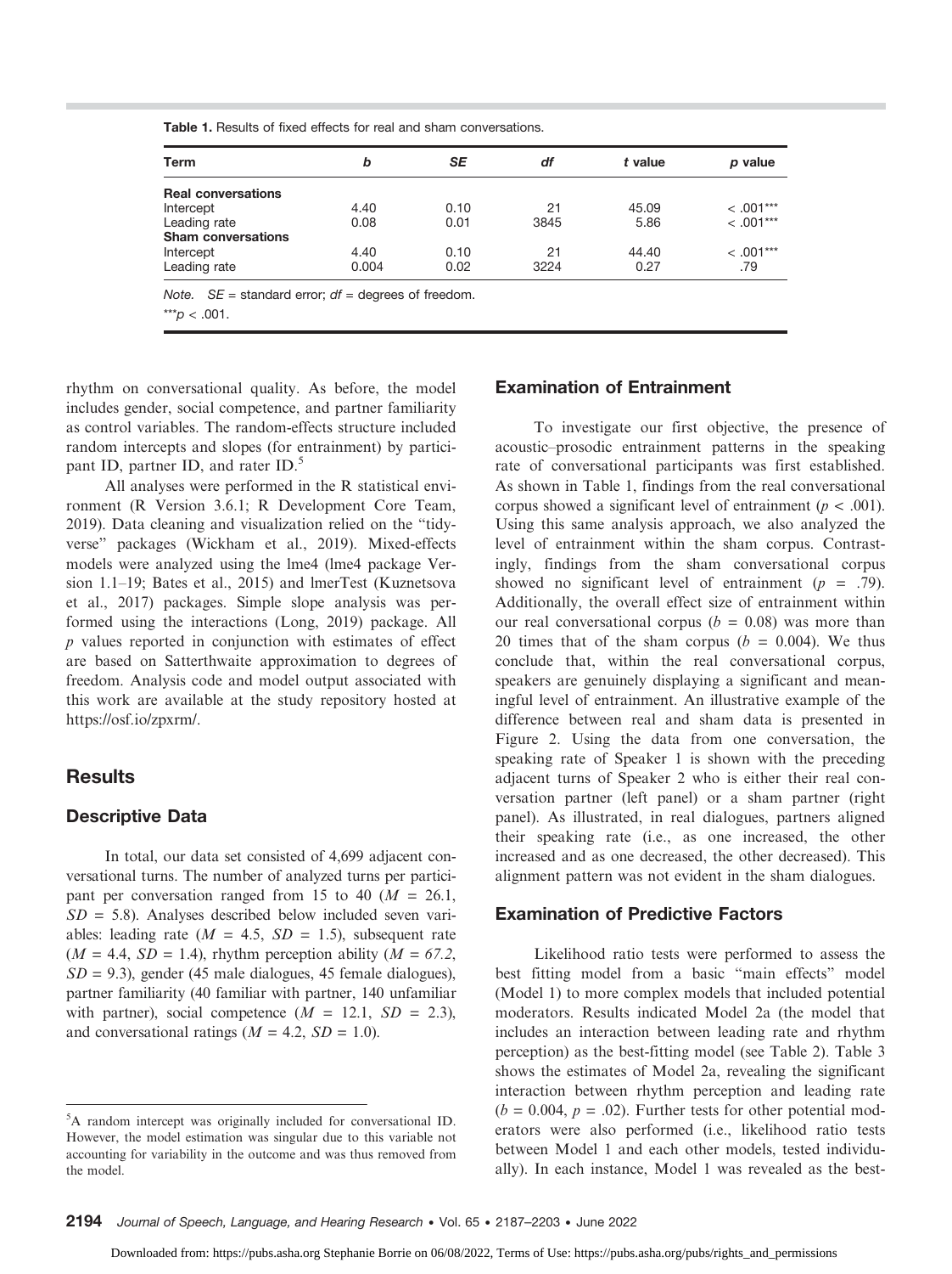**Table 1.** Results of fixed effects for real and sham conversations.

| Term | *b* | *SE* | *df* | *t* value | *p* value |
|---|---|---|---|---|---|
| **Real conversations** | | | | | |
| Intercept | 4.40 | 0.10 | 21 | 45.09 | < .001*** |
| Leading rate | 0.08 | 0.01 | 3845 | 5.86 | < .001*** |
| **Sham conversations** | | | | | |
| Intercept | 4.40 | 0.10 | 21 | 44.40 | < .001*** |
| Leading rate | 0.004 | 0.02 | 3224 | 0.27 | .79 |

*Note.* *SE* = standard error; *df* = degrees of freedom.
***$p < .001$.

rhythm on conversational quality. As before, the model includes gender, social competence, and partner familiarity as control variables. The random-effects structure included random intercepts and slopes (for entrainment) by participant ID, partner ID, and rater ID.[5]

All analyses were performed in the R statistical environment (R Version 3.6.1; R Development Core Team, 2019). Data cleaning and visualization relied on the "tidyverse" packages (Wickham et al., 2019). Mixed-effects models were analyzed using the lme4 (lme4 package Version 1.1–19; Bates et al., 2015) and lmerTest (Kuznetsova et al., 2017) packages. Simple slope analysis was performed using the interactions (Long, 2019) package. All *p* values reported in conjunction with estimates of effect are based on Satterthwaite approximation to degrees of freedom. Analysis code and model output associated with this work are available at the study repository hosted at https://osf.io/zpxrm/.

## Results

### Descriptive Data

In total, our data set consisted of 4,699 adjacent conversational turns. The number of analyzed turns per participant per conversation ranged from 15 to 40 ($M$ = 26.1, $SD$ = 5.8). Analyses described below included seven variables: leading rate ($M$ = 4.5, $SD$ = 1.5), subsequent rate ($M$ = 4.4, $SD$ = 1.4), rhythm perception ability ($M$ = *67.2*, $SD$ = 9.3), gender (45 male dialogues, 45 female dialogues), partner familiarity (40 familiar with partner, 140 unfamiliar with partner), social competence ($M$ = 12.1, $SD$ = 2.3), and conversational ratings ($M$ = 4.2, $SD$ = 1.0).

[5]A random intercept was originally included for conversational ID. However, the model estimation was singular due to this variable not accounting for variability in the outcome and was thus removed from the model.

### Examination of Entrainment

To investigate our first objective, the presence of acoustic–prosodic entrainment patterns in the speaking rate of conversational participants was first established. As shown in Table 1, findings from the real conversational corpus showed a significant level of entrainment ($p < .001$). Using this same analysis approach, we also analyzed the level of entrainment within the sham corpus. Contrastingly, findings from the sham conversational corpus showed no significant level of entrainment ($p$ = .79). Additionally, the overall effect size of entrainment within our real conversational corpus ($b$ = 0.08) was more than 20 times that of the sham corpus ($b$ = 0.004). We thus conclude that, within the real conversational corpus, speakers are genuinely displaying a significant and meaningful level of entrainment. An illustrative example of the difference between real and sham data is presented in Figure 2. Using the data from one conversation, the speaking rate of Speaker 1 is shown with the preceding adjacent turns of Speaker 2 who is either their real conversation partner (left panel) or a sham partner (right panel). As illustrated, in real dialogues, partners aligned their speaking rate (i.e., as one increased, the other increased and as one decreased, the other decreased). This alignment pattern was not evident in the sham dialogues.

### Examination of Predictive Factors

Likelihood ratio tests were performed to assess the best fitting model from a basic "main effects" model (Model 1) to more complex models that included potential moderators. Results indicated Model 2a (the model that includes an interaction between leading rate and rhythm perception) as the best-fitting model (see Table 2). Table 3 shows the estimates of Model 2a, revealing the significant interaction between rhythm perception and leading rate ($b$ = 0.004, $p$ = .02). Further tests for other potential moderators were also performed (i.e., likelihood ratio tests between Model 1 and each other models, tested individually). In each instance, Model 1 was revealed as the best-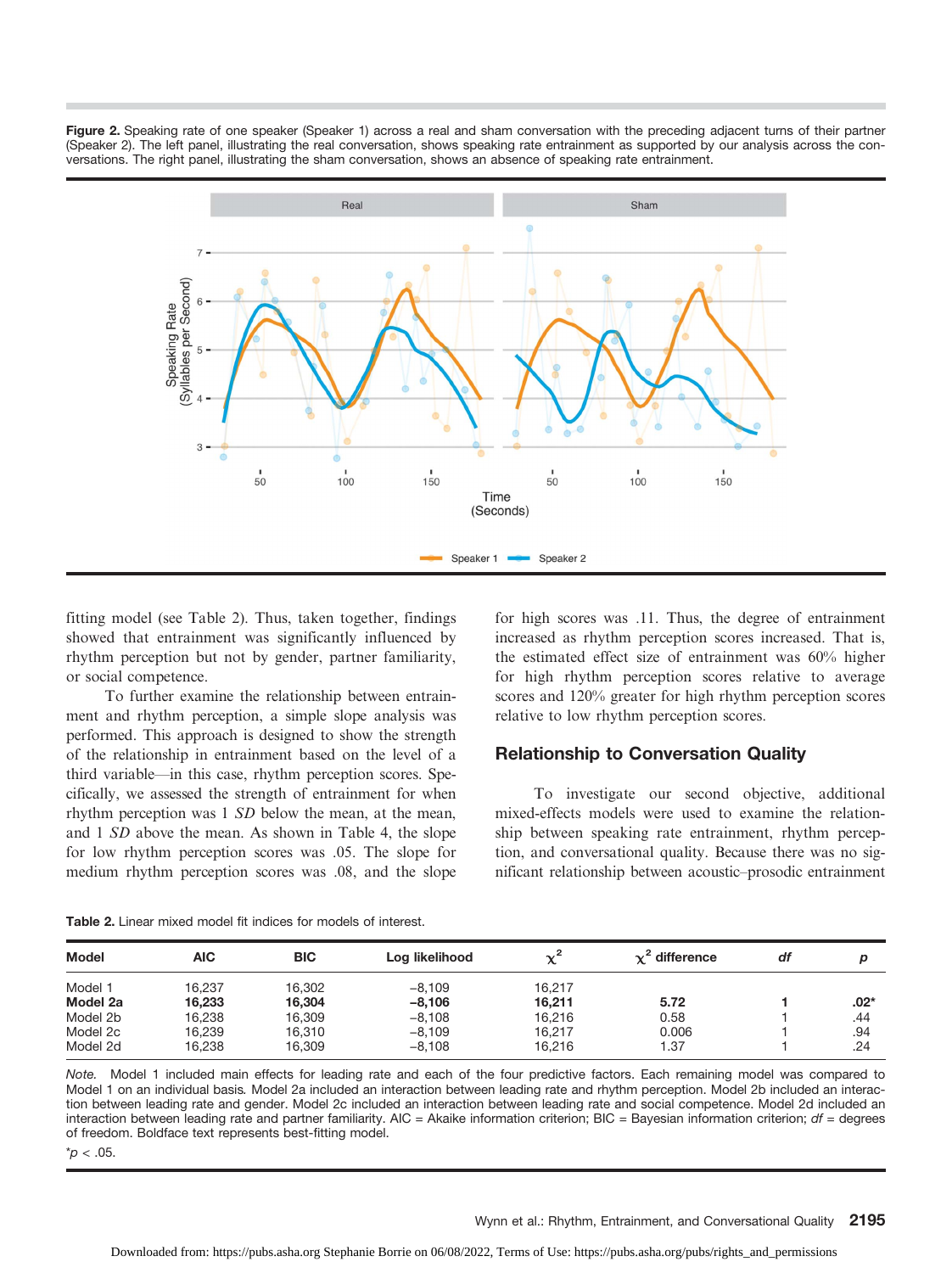**Figure 2.** Speaking rate of one speaker (Speaker 1) across a real and sham conversation with the preceding adjacent turns of their partner (Speaker 2). The left panel, illustrating the real conversation, shows speaking rate entrainment as supported by our analysis across the conversations. The right panel, illustrating the sham conversation, shows an absence of speaking rate entrainment.

fitting model (see Table 2). Thus, taken together, findings showed that entrainment was significantly influenced by rhythm perception but not by gender, partner familiarity, or social competence.

To further examine the relationship between entrainment and rhythm perception, a simple slope analysis was performed. This approach is designed to show the strength of the relationship in entrainment based on the level of a third variable—in this case, rhythm perception scores. Specifically, we assessed the strength of entrainment for when rhythm perception was 1 *SD* below the mean, at the mean, and 1 *SD* above the mean. As shown in Table 4, the slope for low rhythm perception scores was .05. The slope for medium rhythm perception scores was .08, and the slope for high scores was .11. Thus, the degree of entrainment increased as rhythm perception scores increased. That is, the estimated effect size of entrainment was 60% higher for high rhythm perception scores relative to average scores and 120% greater for high rhythm perception scores relative to low rhythm perception scores.

## Relationship to Conversation Quality

To investigate our second objective, additional mixed-effects models were used to examine the relationship between speaking rate entrainment, rhythm perception, and conversational quality. Because there was no significant relationship between acoustic–prosodic entrainment

**Table 2.** Linear mixed model fit indices for models of interest.

| Model | AIC | BIC | Log likelihood | $\chi^2$ | $\chi^2$ difference | *df* | *p* |
|---|---|---|---|---|---|---|---|
| Model 1 | 16,237 | 16,302 | −8,109 | 16,217 | | | |
| **Model 2a** | **16,233** | **16,304** | **−8,106** | **16,211** | **5.72** | **1** | **.02*** |
| Model 2b | 16,238 | 16,309 | −8,108 | 16,216 | 0.58 | 1 | .44 |
| Model 2c | 16,239 | 16,310 | −8,109 | 16,217 | 0.006 | 1 | .94 |
| Model 2d | 16,238 | 16,309 | −8,108 | 16,216 | 1.37 | 1 | .24 |

*Note.* Model 1 included main effects for leading rate and each of the four predictive factors. Each remaining model was compared to Model 1 on an individual basis. Model 2a included an interaction between leading rate and rhythm perception. Model 2b included an interaction between leading rate and gender. Model 2c included an interaction between leading rate and social competence. Model 2d included an interaction between leading rate and partner familiarity. AIC = Akaike information criterion; BIC = Bayesian information criterion; *df* = degrees of freedom. Boldface text represents best-fitting model.

*$p < .05$.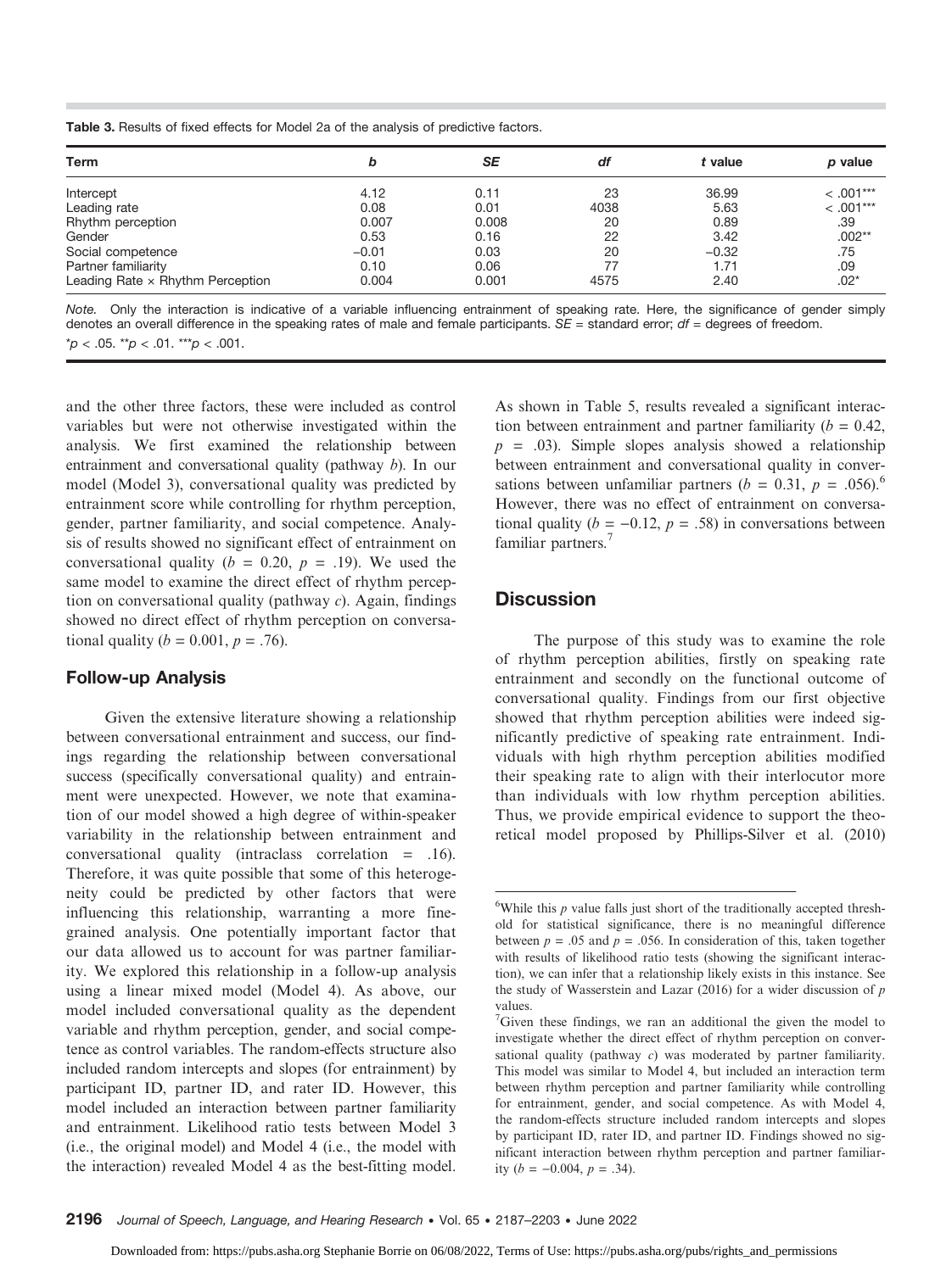**Table 3.** Results of fixed effects for Model 2a of the analysis of predictive factors.

| Term | *b* | *SE* | *df* | *t* value | *p* value |
|---|---|---|---|---|---|
| Intercept | 4.12 | 0.11 | 23 | 36.99 | < .001*** |
| Leading rate | 0.08 | 0.01 | 4038 | 5.63 | < .001*** |
| Rhythm perception | 0.007 | 0.008 | 20 | 0.89 | .39 |
| Gender | 0.53 | 0.16 | 22 | 3.42 | .002** |
| Social competence | −0.01 | 0.03 | 20 | −0.32 | .75 |
| Partner familiarity | 0.10 | 0.06 | 77 | 1.71 | .09 |
| Leading Rate × Rhythm Perception | 0.004 | 0.001 | 4575 | 2.40 | .02* |

*Note.* Only the interaction is indicative of a variable influencing entrainment of speaking rate. Here, the significance of gender simply denotes an overall difference in the speaking rates of male and female participants. *SE* = standard error; *df* = degrees of freedom.
*$p < .05$. **$p < .01$. ***$p < .001$.

and the other three factors, these were included as control variables but were not otherwise investigated within the analysis. We first examined the relationship between entrainment and conversational quality (pathway *b*). In our model (Model 3), conversational quality was predicted by entrainment score while controlling for rhythm perception, gender, partner familiarity, and social competence. Analysis of results showed no significant effect of entrainment on conversational quality ($b = 0.20$, $p = .19$). We used the same model to examine the direct effect of rhythm perception on conversational quality (pathway *c*). Again, findings showed no direct effect of rhythm perception on conversational quality ($b = 0.001$, $p = .76$).

### Follow-up Analysis

Given the extensive literature showing a relationship between conversational entrainment and success, our findings regarding the relationship between conversational success (specifically conversational quality) and entrainment were unexpected. However, we note that examination of our model showed a high degree of within-speaker variability in the relationship between entrainment and conversational quality (intraclass correlation = .16). Therefore, it was quite possible that some of this heterogeneity could be predicted by other factors that were influencing this relationship, warranting a more fine-grained analysis. One potentially important factor that our data allowed us to account for was partner familiarity. We explored this relationship in a follow-up analysis using a linear mixed model (Model 4). As above, our model included conversational quality as the dependent variable and rhythm perception, gender, and social competence as control variables. The random-effects structure also included random intercepts and slopes (for entrainment) by participant ID, partner ID, and rater ID. However, this model included an interaction between partner familiarity and entrainment. Likelihood ratio tests between Model 3 (i.e., the original model) and Model 4 (i.e., the model with the interaction) revealed Model 4 as the best-fitting model. As shown in Table 5, results revealed a significant interaction between entrainment and partner familiarity ($b = 0.42$, $p = .03$). Simple slopes analysis showed a relationship between entrainment and conversational quality in conversations between unfamiliar partners ($b = 0.31$, $p = .056$).[6] However, there was no effect of entrainment on conversational quality ($b = -0.12$, $p = .58$) in conversations between familiar partners.[7]

## Discussion

The purpose of this study was to examine the role of rhythm perception abilities, firstly on speaking rate entrainment and secondly on the functional outcome of conversational quality. Findings from our first objective showed that rhythm perception abilities were indeed significantly predictive of speaking rate entrainment. Individuals with high rhythm perception abilities modified their speaking rate to align with their interlocutor more than individuals with low rhythm perception abilities. Thus, we provide empirical evidence to support the theoretical model proposed by Phillips-Silver et al. (2010)

[6]While this *p* value falls just short of the traditionally accepted threshold for statistical significance, there is no meaningful difference between $p = .05$ and $p = .056$. In consideration of this, taken together with results of likelihood ratio tests (showing the significant interaction), we can infer that a relationship likely exists in this instance. See the study of Wasserstein and Lazar (2016) for a wider discussion of *p* values.

[7]Given these findings, we ran an additional the given the model to investigate whether the direct effect of rhythm perception on conversational quality (pathway *c*) was moderated by partner familiarity. This model was similar to Model 4, but included an interaction term between rhythm perception and partner familiarity while controlling for entrainment, gender, and social competence. As with Model 4, the random-effects structure included random intercepts and slopes by participant ID, rater ID, and partner ID. Findings showed no significant interaction between rhythm perception and partner familiarity ($b = -0.004$, $p = .34$).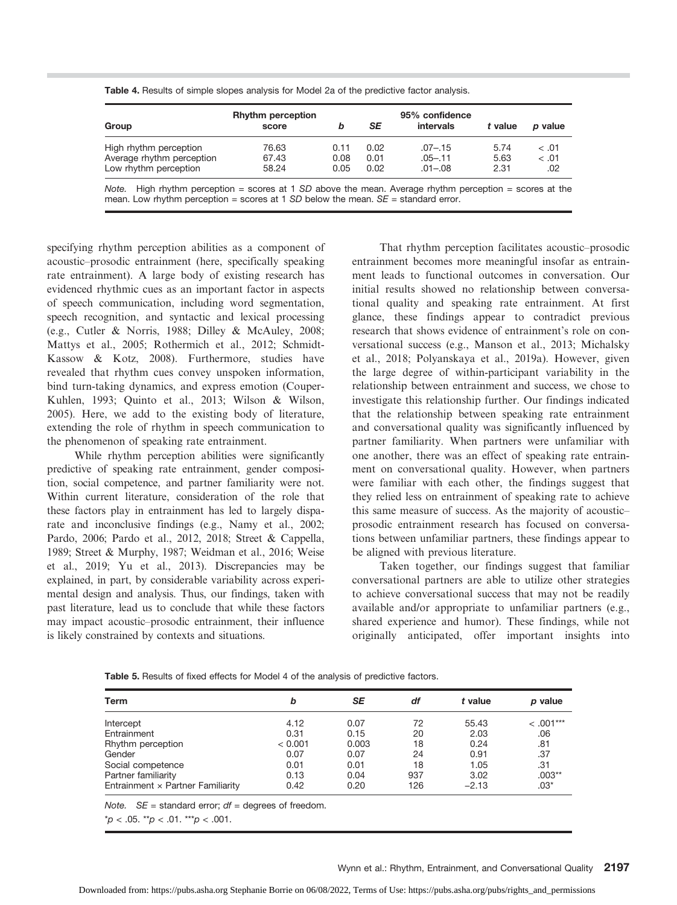**Table 4.** Results of simple slopes analysis for Model 2a of the predictive factor analysis.

| Group | Rhythm perception score | *b* | *SE* | 95% confidence intervals | *t* value | *p* value |
|---|---|---|---|---|---|---|
| High rhythm perception | 76.63 | 0.11 | 0.02 | .07–.15 | 5.74 | < .01 |
| Average rhythm perception | 67.43 | 0.08 | 0.01 | .05–.11 | 5.63 | < .01 |
| Low rhythm perception | 58.24 | 0.05 | 0.02 | .01–.08 | 2.31 | .02 |

*Note.* High rhythm perception = scores at 1 *SD* above the mean. Average rhythm perception = scores at the mean. Low rhythm perception = scores at 1 *SD* below the mean. *SE* = standard error.

specifying rhythm perception abilities as a component of acoustic–prosodic entrainment (here, specifically speaking rate entrainment). A large body of existing research has evidenced rhythmic cues as an important factor in aspects of speech communication, including word segmentation, speech recognition, and syntactic and lexical processing (e.g., Cutler & Norris, 1988; Dilley & McAuley, 2008; Mattys et al., 2005; Rothermich et al., 2012; Schmidt-Kassow & Kotz, 2008). Furthermore, studies have revealed that rhythm cues convey unspoken information, bind turn-taking dynamics, and express emotion (Couper-Kuhlen, 1993; Quinto et al., 2013; Wilson & Wilson, 2005). Here, we add to the existing body of literature, extending the role of rhythm in speech communication to the phenomenon of speaking rate entrainment.

While rhythm perception abilities were significantly predictive of speaking rate entrainment, gender composition, social competence, and partner familiarity were not. Within current literature, consideration of the role that these factors play in entrainment has led to largely disparate and inconclusive findings (e.g., Namy et al., 2002; Pardo, 2006; Pardo et al., 2012, 2018; Street & Cappella, 1989; Street & Murphy, 1987; Weidman et al., 2016; Weise et al., 2019; Yu et al., 2013). Discrepancies may be explained, in part, by considerable variability across experimental design and analysis. Thus, our findings, taken with past literature, lead us to conclude that while these factors may impact acoustic–prosodic entrainment, their influence is likely constrained by contexts and situations.

That rhythm perception facilitates acoustic–prosodic entrainment becomes more meaningful insofar as entrainment leads to functional outcomes in conversation. Our initial results showed no relationship between conversational quality and speaking rate entrainment. At first glance, these findings appear to contradict previous research that shows evidence of entrainment's role on conversational success (e.g., Manson et al., 2013; Michalsky et al., 2018; Polyanskaya et al., 2019a). However, given the large degree of within-participant variability in the relationship between entrainment and success, we chose to investigate this relationship further. Our findings indicated that the relationship between speaking rate entrainment and conversational quality was significantly influenced by partner familiarity. When partners were unfamiliar with one another, there was an effect of speaking rate entrainment on conversational quality. However, when partners were familiar with each other, the findings suggest that they relied less on entrainment of speaking rate to achieve this same measure of success. As the majority of acoustic–prosodic entrainment research has focused on conversations between unfamiliar partners, these findings appear to be aligned with previous literature.

Taken together, our findings suggest that familiar conversational partners are able to utilize other strategies to achieve conversational success that may not be readily available and/or appropriate to unfamiliar partners (e.g., shared experience and humor). These findings, while not originally anticipated, offer important insights into

**Table 5.** Results of fixed effects for Model 4 of the analysis of predictive factors.

| Term | *b* | *SE* | *df* | *t* value | *p* value |
|---|---|---|---|---|---|
| Intercept | 4.12 | 0.07 | 72 | 55.43 | < .001*** |
| Entrainment | 0.31 | 0.15 | 20 | 2.03 | .06 |
| Rhythm perception | < 0.001 | 0.003 | 18 | 0.24 | .81 |
| Gender | 0.07 | 0.07 | 24 | 0.91 | .37 |
| Social competence | 0.01 | 0.01 | 18 | 1.05 | .31 |
| Partner familiarity | 0.13 | 0.04 | 937 | 3.02 | .003** |
| Entrainment × Partner Familiarity | 0.42 | 0.20 | 126 | −2.13 | .03* |

*Note.* *SE* = standard error; *df* = degrees of freedom.

*$p < .05$. **$p < .01$. ***$p < .001$.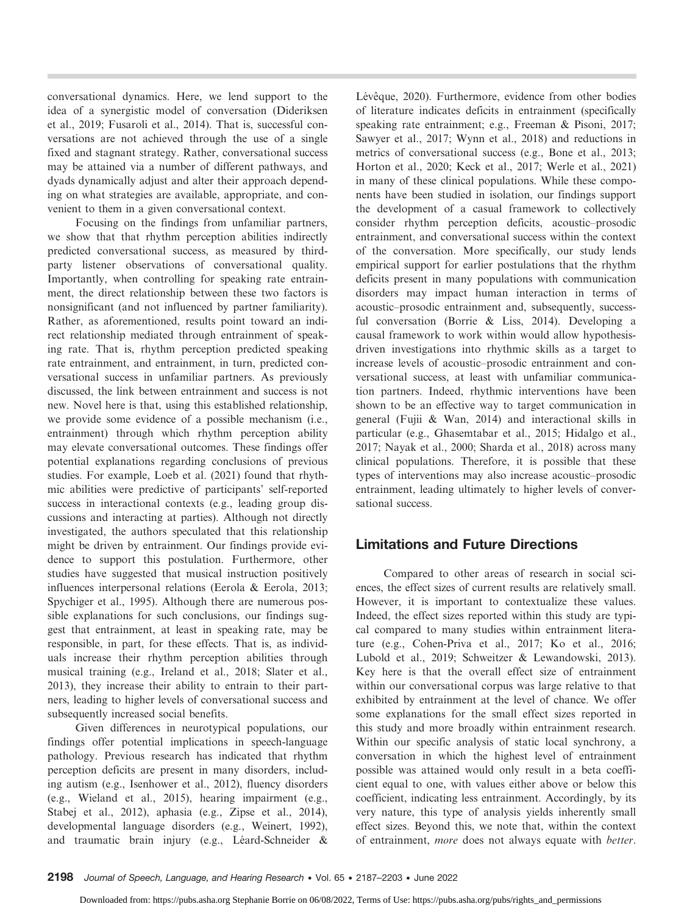conversational dynamics. Here, we lend support to the idea of a synergistic model of conversation (Dideriksen et al., 2019; Fusaroli et al., 2014). That is, successful conversations are not achieved through the use of a single fixed and stagnant strategy. Rather, conversational success may be attained via a number of different pathways, and dyads dynamically adjust and alter their approach depending on what strategies are available, appropriate, and convenient to them in a given conversational context.

Focusing on the findings from unfamiliar partners, we show that that rhythm perception abilities indirectly predicted conversational success, as measured by third-party listener observations of conversational quality. Importantly, when controlling for speaking rate entrainment, the direct relationship between these two factors is nonsignificant (and not influenced by partner familiarity). Rather, as aforementioned, results point toward an indirect relationship mediated through entrainment of speaking rate. That is, rhythm perception predicted speaking rate entrainment, and entrainment, in turn, predicted conversational success in unfamiliar partners. As previously discussed, the link between entrainment and success is not new. Novel here is that, using this established relationship, we provide some evidence of a possible mechanism (i.e., entrainment) through which rhythm perception ability may elevate conversational outcomes. These findings offer potential explanations regarding conclusions of previous studies. For example, Loeb et al. (2021) found that rhythmic abilities were predictive of participants' self-reported success in interactional contexts (e.g., leading group discussions and interacting at parties). Although not directly investigated, the authors speculated that this relationship might be driven by entrainment. Our findings provide evidence to support this postulation. Furthermore, other studies have suggested that musical instruction positively influences interpersonal relations (Eerola & Eerola, 2013; Spychiger et al., 1995). Although there are numerous possible explanations for such conclusions, our findings suggest that entrainment, at least in speaking rate, may be responsible, in part, for these effects. That is, as individuals increase their rhythm perception abilities through musical training (e.g., Ireland et al., 2018; Slater et al., 2013), they increase their ability to entrain to their partners, leading to higher levels of conversational success and subsequently increased social benefits.

Given differences in neurotypical populations, our findings offer potential implications in speech-language pathology. Previous research has indicated that rhythm perception deficits are present in many disorders, including autism (e.g., Isenhower et al., 2012), fluency disorders (e.g., Wieland et al., 2015), hearing impairment (e.g., Stabej et al., 2012), aphasia (e.g., Zipse et al., 2014), developmental language disorders (e.g., Weinert, 1992), and traumatic brain injury (e.g., Léard-Schneider & Lévêque, 2020). Furthermore, evidence from other bodies of literature indicates deficits in entrainment (specifically speaking rate entrainment; e.g., Freeman & Pisoni, 2017; Sawyer et al., 2017; Wynn et al., 2018) and reductions in metrics of conversational success (e.g., Bone et al., 2013; Horton et al., 2020; Keck et al., 2017; Werle et al., 2021) in many of these clinical populations. While these components have been studied in isolation, our findings support the development of a casual framework to collectively consider rhythm perception deficits, acoustic–prosodic entrainment, and conversational success within the context of the conversation. More specifically, our study lends empirical support for earlier postulations that the rhythm deficits present in many populations with communication disorders may impact human interaction in terms of acoustic–prosodic entrainment and, subsequently, successful conversation (Borrie & Liss, 2014). Developing a causal framework to work within would allow hypothesis-driven investigations into rhythmic skills as a target to increase levels of acoustic–prosodic entrainment and conversational success, at least with unfamiliar communication partners. Indeed, rhythmic interventions have been shown to be an effective way to target communication in general (Fujii & Wan, 2014) and interactional skills in particular (e.g., Ghasemtabar et al., 2015; Hidalgo et al., 2017; Nayak et al., 2000; Sharda et al., 2018) across many clinical populations. Therefore, it is possible that these types of interventions may also increase acoustic–prosodic entrainment, leading ultimately to higher levels of conversational success.

## Limitations and Future Directions

Compared to other areas of research in social sciences, the effect sizes of current results are relatively small. However, it is important to contextualize these values. Indeed, the effect sizes reported within this study are typical compared to many studies within entrainment literature (e.g., Cohen-Priva et al., 2017; Ko et al., 2016; Lubold et al., 2019; Schweitzer & Lewandowski, 2013). Key here is that the overall effect size of entrainment within our conversational corpus was large relative to that exhibited by entrainment at the level of chance. We offer some explanations for the small effect sizes reported in this study and more broadly within entrainment research. Within our specific analysis of static local synchrony, a conversation in which the highest level of entrainment possible was attained would only result in a beta coefficient equal to one, with values either above or below this coefficient, indicating less entrainment. Accordingly, by its very nature, this type of analysis yields inherently small effect sizes. Beyond this, we note that, within the context of entrainment, *more* does not always equate with *better*.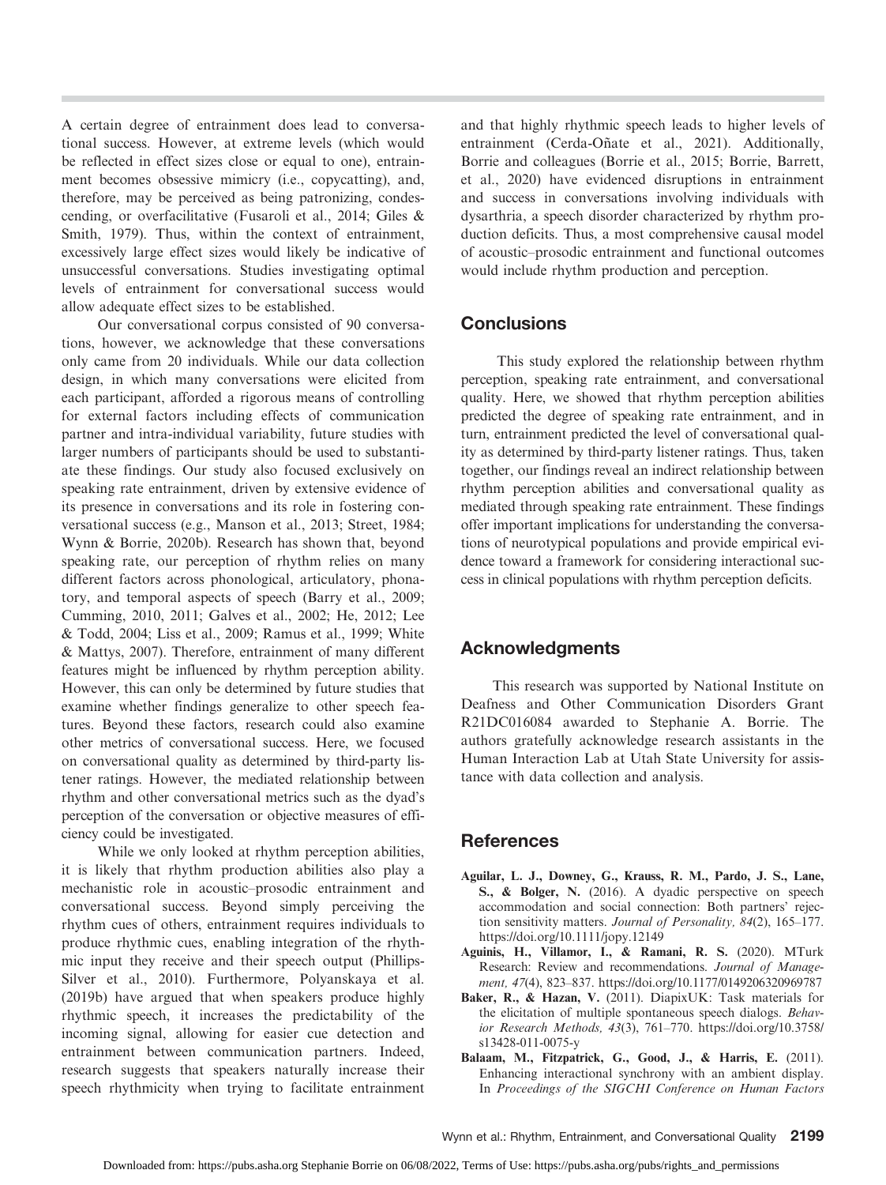A certain degree of entrainment does lead to conversational success. However, at extreme levels (which would be reflected in effect sizes close or equal to one), entrainment becomes obsessive mimicry (i.e., copycatting), and, therefore, may be perceived as being patronizing, condescending, or overfacilitative (Fusaroli et al., 2014; Giles & Smith, 1979). Thus, within the context of entrainment, excessively large effect sizes would likely be indicative of unsuccessful conversations. Studies investigating optimal levels of entrainment for conversational success would allow adequate effect sizes to be established.

Our conversational corpus consisted of 90 conversations, however, we acknowledge that these conversations only came from 20 individuals. While our data collection design, in which many conversations were elicited from each participant, afforded a rigorous means of controlling for external factors including effects of communication partner and intra-individual variability, future studies with larger numbers of participants should be used to substantiate these findings. Our study also focused exclusively on speaking rate entrainment, driven by extensive evidence of its presence in conversations and its role in fostering conversational success (e.g., Manson et al., 2013; Street, 1984; Wynn & Borrie, 2020b). Research has shown that, beyond speaking rate, our perception of rhythm relies on many different factors across phonological, articulatory, phonatory, and temporal aspects of speech (Barry et al., 2009; Cumming, 2010, 2011; Galves et al., 2002; He, 2012; Lee & Todd, 2004; Liss et al., 2009; Ramus et al., 1999; White & Mattys, 2007). Therefore, entrainment of many different features might be influenced by rhythm perception ability. However, this can only be determined by future studies that examine whether findings generalize to other speech features. Beyond these factors, research could also examine other metrics of conversational success. Here, we focused on conversational quality as determined by third-party listener ratings. However, the mediated relationship between rhythm and other conversational metrics such as the dyad's perception of the conversation or objective measures of efficiency could be investigated.

While we only looked at rhythm perception abilities, it is likely that rhythm production abilities also play a mechanistic role in acoustic–prosodic entrainment and conversational success. Beyond simply perceiving the rhythm cues of others, entrainment requires individuals to produce rhythmic cues, enabling integration of the rhythmic input they receive and their speech output (Phillips-Silver et al., 2010). Furthermore, Polyanskaya et al. (2019b) have argued that when speakers produce highly rhythmic speech, it increases the predictability of the incoming signal, allowing for easier cue detection and entrainment between communication partners. Indeed, research suggests that speakers naturally increase their speech rhythmicity when trying to facilitate entrainment and that highly rhythmic speech leads to higher levels of entrainment (Cerda-Oñate et al., 2021). Additionally, Borrie and colleagues (Borrie et al., 2015; Borrie, Barrett, et al., 2020) have evidenced disruptions in entrainment and success in conversations involving individuals with dysarthria, a speech disorder characterized by rhythm production deficits. Thus, a most comprehensive causal model of acoustic–prosodic entrainment and functional outcomes would include rhythm production and perception.

## Conclusions

This study explored the relationship between rhythm perception, speaking rate entrainment, and conversational quality. Here, we showed that rhythm perception abilities predicted the degree of speaking rate entrainment, and in turn, entrainment predicted the level of conversational quality as determined by third-party listener ratings. Thus, taken together, our findings reveal an indirect relationship between rhythm perception abilities and conversational quality as mediated through speaking rate entrainment. These findings offer important implications for understanding the conversations of neurotypical populations and provide empirical evidence toward a framework for considering interactional success in clinical populations with rhythm perception deficits.

## Acknowledgments

This research was supported by National Institute on Deafness and Other Communication Disorders Grant R21DC016084 awarded to Stephanie A. Borrie. The authors gratefully acknowledge research assistants in the Human Interaction Lab at Utah State University for assistance with data collection and analysis.

## References

**Aguilar, L. J., Downey, G., Krauss, R. M., Pardo, J. S., Lane, S., & Bolger, N.** (2016). A dyadic perspective on speech accommodation and social connection: Both partners' rejection sensitivity matters. *Journal of Personality, 84*(2), 165–177. https://doi.org/10.1111/jopy.12149

**Aguinis, H., Villamor, I., & Ramani, R. S.** (2020). MTurk Research: Review and recommendations. *Journal of Management, 47*(4), 823–837. https://doi.org/10.1177/0149206320969787

**Baker, R., & Hazan, V.** (2011). DiapixUK: Task materials for the elicitation of multiple spontaneous speech dialogs. *Behavior Research Methods, 43*(3), 761–770. https://doi.org/10.3758/s13428-011-0075-y

**Balaam, M., Fitzpatrick, G., Good, J., & Harris, E.** (2011). Enhancing interactional synchrony with an ambient display. In *Proceedings of the SIGCHI Conference on Human Factors*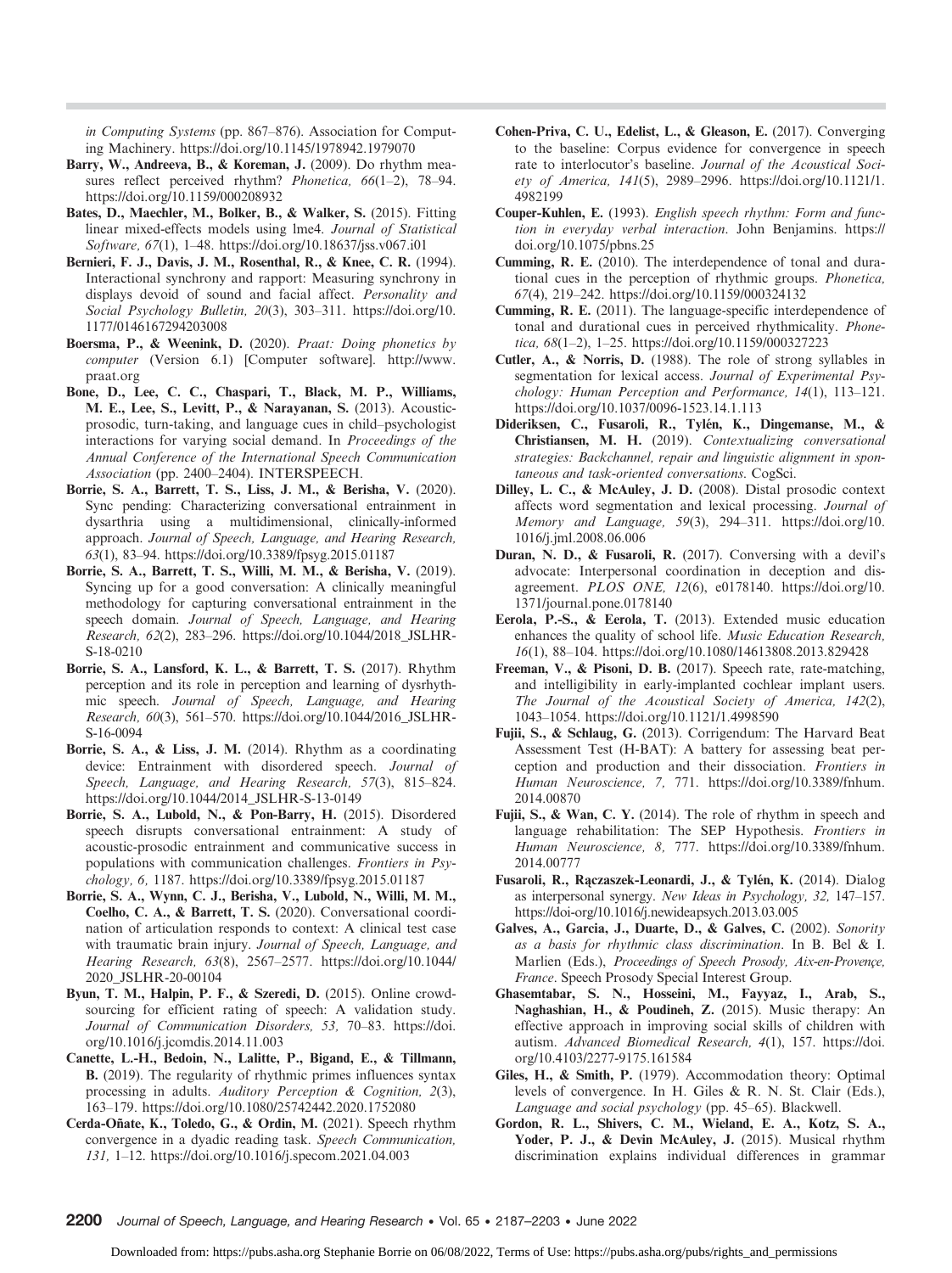*in Computing Systems* (pp. 867–876). Association for Computing Machinery. https://doi.org/10.1145/1978942.1979070

**Barry, W., Andreeva, B., & Koreman, J.** (2009). Do rhythm measures reflect perceived rhythm? *Phonetica, 66*(1–2), 78–94. https://doi.org/10.1159/000208932

**Bates, D., Maechler, M., Bolker, B., & Walker, S.** (2015). Fitting linear mixed-effects models using lme4. *Journal of Statistical Software, 67*(1), 1–48. https://doi.org/10.18637/jss.v067.i01

**Bernieri, F. J., Davis, J. M., Rosenthal, R., & Knee, C. R.** (1994). Interactional synchrony and rapport: Measuring synchrony in displays devoid of sound and facial affect. *Personality and Social Psychology Bulletin, 20*(3), 303–311. https://doi.org/10.1177/0146167294203008

**Boersma, P., & Weenink, D.** (2020). *Praat: Doing phonetics by computer* (Version 6.1) [Computer software]. http://www.praat.org

**Bone, D., Lee, C. C., Chaspari, T., Black, M. P., Williams, M. E., Lee, S., Levitt, P., & Narayanan, S.** (2013). Acoustic-prosodic, turn-taking, and language cues in child–psychologist interactions for varying social demand. In *Proceedings of the Annual Conference of the International Speech Communication Association* (pp. 2400–2404). INTERSPEECH.

**Borrie, S. A., Barrett, T. S., Liss, J. M., & Berisha, V.** (2020). Sync pending: Characterizing conversational entrainment in dysarthria using a multidimensional, clinically-informed approach. *Journal of Speech, Language, and Hearing Research, 63*(1), 83–94. https://doi.org/10.3389/fpsyg.2015.01187

**Borrie, S. A., Barrett, T. S., Willi, M. M., & Berisha, V.** (2019). Syncing up for a good conversation: A clinically meaningful methodology for capturing conversational entrainment in the speech domain. *Journal of Speech, Language, and Hearing Research, 62*(2), 283–296. https://doi.org/10.1044/2018_JSLHR-S-18-0210

**Borrie, S. A., Lansford, K. L., & Barrett, T. S.** (2017). Rhythm perception and its role in perception and learning of dysrhythmic speech. *Journal of Speech, Language, and Hearing Research, 60*(3), 561–570. https://doi.org/10.1044/2016_JSLHR-S-16-0094

**Borrie, S. A., & Liss, J. M.** (2014). Rhythm as a coordinating device: Entrainment with disordered speech. *Journal of Speech, Language, and Hearing Research, 57*(3), 815–824. https://doi.org/10.1044/2014_JSLHR-S-13-0149

**Borrie, S. A., Lubold, N., & Pon-Barry, H.** (2015). Disordered speech disrupts conversational entrainment: A study of acoustic-prosodic entrainment and communicative success in populations with communication challenges. *Frontiers in Psychology, 6,* 1187. https://doi.org/10.3389/fpsyg.2015.01187

**Borrie, S. A., Wynn, C. J., Berisha, V., Lubold, N., Willi, M. M., Coelho, C. A., & Barrett, T. S.** (2020). Conversational coordination of articulation responds to context: A clinical test case with traumatic brain injury. *Journal of Speech, Language, and Hearing Research, 63*(8), 2567–2577. https://doi.org/10.1044/2020_JSLHR-20-00104

**Byun, T. M., Halpin, P. F., & Szeredi, D.** (2015). Online crowdsourcing for efficient rating of speech: A validation study. *Journal of Communication Disorders, 53,* 70–83. https://doi.org/10.1016/j.jcomdis.2014.11.003

**Canette, L.-H., Bedoin, N., Lalitte, P., Bigand, E., & Tillmann, B.** (2019). The regularity of rhythmic primes influences syntax processing in adults. *Auditory Perception & Cognition, 2*(3), 163–179. https://doi.org/10.1080/25742442.2020.1752080

**Cerda-Oñate, K., Toledo, G., & Ordin, M.** (2021). Speech rhythm convergence in a dyadic reading task. *Speech Communication, 131,* 1–12. https://doi.org/10.1016/j.specom.2021.04.003

**Cohen-Priva, C. U., Edelist, L., & Gleason, E.** (2017). Converging to the baseline: Corpus evidence for convergence in speech rate to interlocutor's baseline. *Journal of the Acoustical Society of America, 141*(5), 2989–2996. https://doi.org/10.1121/1.4982199

**Couper-Kuhlen, E.** (1993). *English speech rhythm: Form and function in everyday verbal interaction*. John Benjamins. https://doi.org/10.1075/pbns.25

**Cumming, R. E.** (2010). The interdependence of tonal and durational cues in the perception of rhythmic groups. *Phonetica, 67*(4), 219–242. https://doi.org/10.1159/000324132

**Cumming, R. E.** (2011). The language-specific interdependence of tonal and durational cues in perceived rhythmicality. *Phonetica, 68*(1–2), 1–25. https://doi.org/10.1159/000327223

**Cutler, A., & Norris, D.** (1988). The role of strong syllables in segmentation for lexical access. *Journal of Experimental Psychology: Human Perception and Performance, 14*(1), 113–121. https://doi.org/10.1037/0096-1523.14.1.113

**Dideriksen, C., Fusaroli, R., Tylén, K., Dingemanse, M., & Christiansen, M. H.** (2019). *Contextualizing conversational strategies: Backchannel, repair and linguistic alignment in spontaneous and task-oriented conversations*. CogSci.

**Dilley, L. C., & McAuley, J. D.** (2008). Distal prosodic context affects word segmentation and lexical processing. *Journal of Memory and Language, 59*(3), 294–311. https://doi.org/10.1016/j.jml.2008.06.006

**Duran, N. D., & Fusaroli, R.** (2017). Conversing with a devil's advocate: Interpersonal coordination in deception and disagreement. *PLOS ONE, 12*(6), e0178140. https://doi.org/10.1371/journal.pone.0178140

**Eerola, P.-S., & Eerola, T.** (2013). Extended music education enhances the quality of school life. *Music Education Research, 16*(1), 88–104. https://doi.org/10.1080/14613808.2013.829428

**Freeman, V., & Pisoni, D. B.** (2017). Speech rate, rate-matching, and intelligibility in early-implanted cochlear implant users. *The Journal of the Acoustical Society of America, 142*(2), 1043–1054. https://doi.org/10.1121/1.4998590

**Fujii, S., & Schlaug, G.** (2013). Corrigendum: The Harvard Beat Assessment Test (H-BAT): A battery for assessing beat perception and production and their dissociation. *Frontiers in Human Neuroscience, 7,* 771. https://doi.org/10.3389/fnhum.2014.00870

**Fujii, S., & Wan, C. Y.** (2014). The role of rhythm in speech and language rehabilitation: The SEP Hypothesis. *Frontiers in Human Neuroscience, 8,* 777. https://doi.org/10.3389/fnhum.2014.00777

**Fusaroli, R., Rączaszek-Leonardi, J., & Tylén, K.** (2014). Dialog as interpersonal synergy. *New Ideas in Psychology, 32,* 147–157. https://doi.org/10.1016/j.newideapsych.2013.03.005

**Galves, A., Garcia, J., Duarte, D., & Galves, C.** (2002). *Sonority as a basis for rhythmic class discrimination*. In B. Bel & I. Marlien (Eds.), *Proceedings of Speech Prosody, Aix-en-Provençe, France*. Speech Prosody Special Interest Group.

**Ghasemtabar, S. N., Hosseini, M., Fayyaz, I., Arab, S., Naghashian, H., & Poudineh, Z.** (2015). Music therapy: An effective approach in improving social skills of children with autism. *Advanced Biomedical Research, 4*(1), 157. https://doi.org/10.4103/2277-9175.161584

**Giles, H., & Smith, P.** (1979). Accommodation theory: Optimal levels of convergence. In H. Giles & R. N. St. Clair (Eds.), *Language and social psychology* (pp. 45–65). Blackwell.

**Gordon, R. L., Shivers, C. M., Wieland, E. A., Kotz, S. A., Yoder, P. J., & Devin McAuley, J.** (2015). Musical rhythm discrimination explains individual differences in grammar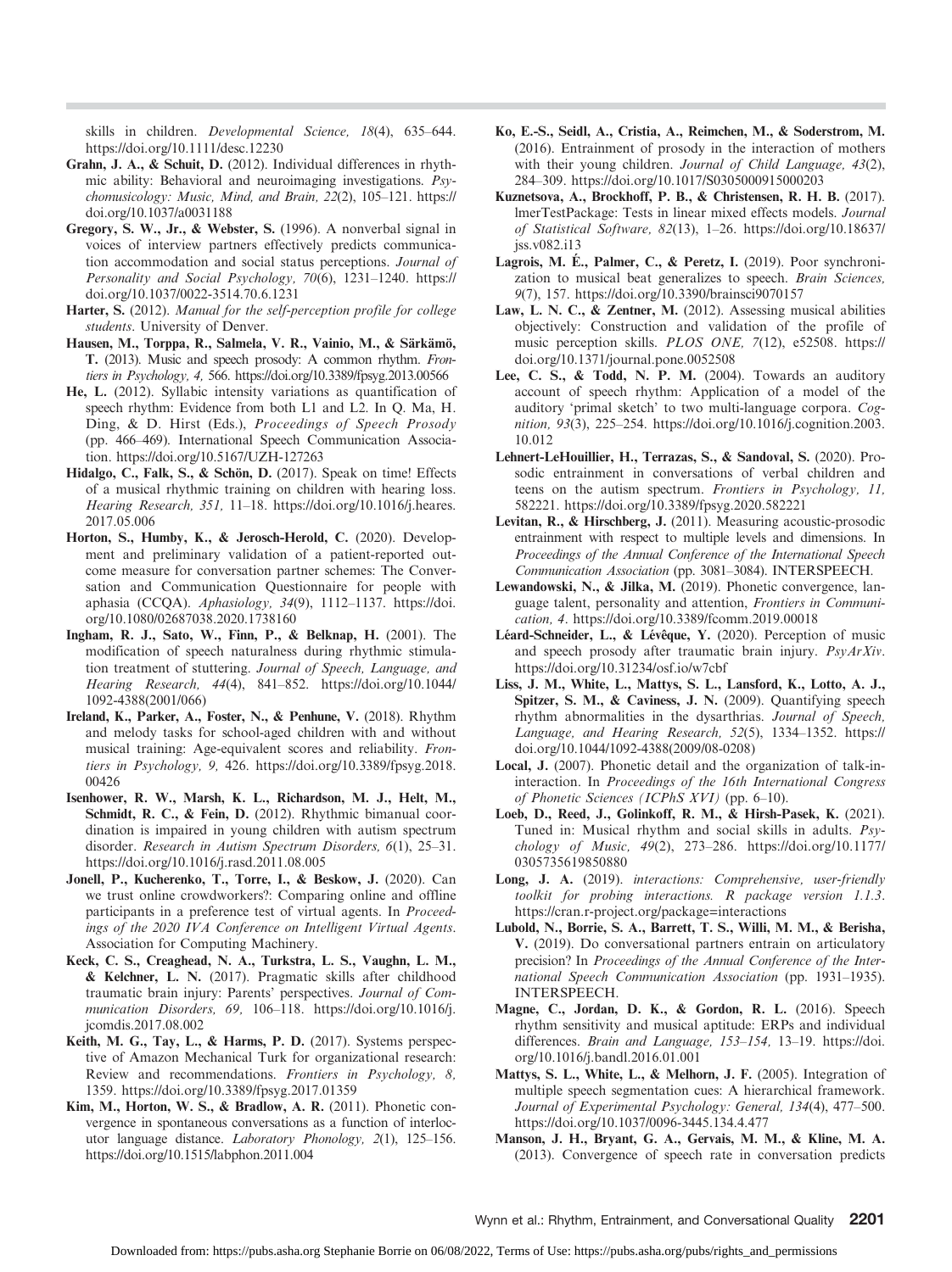skills in children. *Developmental Science, 18*(4), 635–644. https://doi.org/10.1111/desc.12230

**Grahn, J. A., & Schuit, D.** (2012). Individual differences in rhythmic ability: Behavioral and neuroimaging investigations. *Psychomusicology: Music, Mind, and Brain, 22*(2), 105–121. https://doi.org/10.1037/a0031188

**Gregory, S. W., Jr., & Webster, S.** (1996). A nonverbal signal in voices of interview partners effectively predicts communication accommodation and social status perceptions. *Journal of Personality and Social Psychology, 70*(6), 1231–1240. https://doi.org/10.1037/0022-3514.70.6.1231

**Harter, S.** (2012). *Manual for the self-perception profile for college students*. University of Denver.

**Hausen, M., Torppa, R., Salmela, V. R., Vainio, M., & Särkämö, T.** (2013). Music and speech prosody: A common rhythm. *Frontiers in Psychology, 4,* 566. https://doi.org/10.3389/fpsyg.2013.00566

**He, L.** (2012). Syllabic intensity variations as quantification of speech rhythm: Evidence from both L1 and L2. In Q. Ma, H. Ding, & D. Hirst (Eds.), *Proceedings of Speech Prosody* (pp. 466–469). International Speech Communication Association. https://doi.org/10.5167/UZH-127263

**Hidalgo, C., Falk, S., & Schön, D.** (2017). Speak on time! Effects of a musical rhythmic training on children with hearing loss. *Hearing Research, 351,* 11–18. https://doi.org/10.1016/j.heares.2017.05.006

**Horton, S., Humby, K., & Jerosch-Herold, C.** (2020). Development and preliminary validation of a patient-reported outcome measure for conversation partner schemes: The Conversation and Communication Questionnaire for people with aphasia (CCQA). *Aphasiology, 34*(9), 1112–1137. https://doi.org/10.1080/02687038.2020.1738160

**Ingham, R. J., Sato, W., Finn, P., & Belknap, H.** (2001). The modification of speech naturalness during rhythmic stimulation treatment of stuttering. *Journal of Speech, Language, and Hearing Research, 44*(4), 841–852. https://doi.org/10.1044/1092-4388(2001/066)

**Ireland, K., Parker, A., Foster, N., & Penhune, V.** (2018). Rhythm and melody tasks for school-aged children with and without musical training: Age-equivalent scores and reliability. *Frontiers in Psychology, 9,* 426. https://doi.org/10.3389/fpsyg.2018.00426

**Isenhower, R. W., Marsh, K. L., Richardson, M. J., Helt, M., Schmidt, R. C., & Fein, D.** (2012). Rhythmic bimanual coordination is impaired in young children with autism spectrum disorder. *Research in Autism Spectrum Disorders, 6*(1), 25–31. https://doi.org/10.1016/j.rasd.2011.08.005

**Jonell, P., Kucherenko, T., Torre, I., & Beskow, J.** (2020). Can we trust online crowdworkers?: Comparing online and offline participants in a preference test of virtual agents. In *Proceedings of the 2020 IVA Conference on Intelligent Virtual Agents*. Association for Computing Machinery.

**Keck, C. S., Creaghead, N. A., Turkstra, L. S., Vaughn, L. M., & Kelchner, L. N.** (2017). Pragmatic skills after childhood traumatic brain injury: Parents' perspectives. *Journal of Communication Disorders, 69,* 106–118. https://doi.org/10.1016/j.jcomdis.2017.08.002

**Keith, M. G., Tay, L., & Harms, P. D.** (2017). Systems perspective of Amazon Mechanical Turk for organizational research: Review and recommendations. *Frontiers in Psychology, 8,* 1359. https://doi.org/10.3389/fpsyg.2017.01359

**Kim, M., Horton, W. S., & Bradlow, A. R.** (2011). Phonetic convergence in spontaneous conversations as a function of interlocutor language distance. *Laboratory Phonology, 2*(1), 125–156. https://doi.org/10.1515/labphon.2011.004

**Ko, E.-S., Seidl, A., Cristia, A., Reimchen, M., & Soderstrom, M.** (2016). Entrainment of prosody in the interaction of mothers with their young children. *Journal of Child Language, 43*(2), 284–309. https://doi.org/10.1017/S0305000915000203

**Kuznetsova, A., Brockhoff, P. B., & Christensen, R. H. B.** (2017). lmerTestPackage: Tests in linear mixed effects models. *Journal of Statistical Software, 82*(13), 1–26. https://doi.org/10.18637/jss.v082.i13

**Lagrois, M. É., Palmer, C., & Peretz, I.** (2019). Poor synchronization to musical beat generalizes to speech. *Brain Sciences, 9*(7), 157. https://doi.org/10.3390/brainsci9070157

**Law, L. N. C., & Zentner, M.** (2012). Assessing musical abilities objectively: Construction and validation of the profile of music perception skills. *PLOS ONE, 7*(12), e52508. https://doi.org/10.1371/journal.pone.0052508

**Lee, C. S., & Todd, N. P. M.** (2004). Towards an auditory account of speech rhythm: Application of a model of the auditory 'primal sketch' to two multi-language corpora. *Cognition, 93*(3), 225–254. https://doi.org/10.1016/j.cognition.2003.10.012

**Lehnert-LeHouillier, H., Terrazas, S., & Sandoval, S.** (2020). Prosodic entrainment in conversations of verbal children and teens on the autism spectrum. *Frontiers in Psychology, 11,* 582221. https://doi.org/10.3389/fpsyg.2020.582221

**Levitan, R., & Hirschberg, J.** (2011). Measuring acoustic-prosodic entrainment with respect to multiple levels and dimensions. In *Proceedings of the Annual Conference of the International Speech Communication Association* (pp. 3081–3084). INTERSPEECH.

**Lewandowski, N., & Jilka, M.** (2019). Phonetic convergence, language talent, personality and attention, *Frontiers in Communication, 4*. https://doi.org/10.3389/fcomm.2019.00018

**Léard-Schneider, L., & Lévêque, Y.** (2020). Perception of music and speech prosody after traumatic brain injury. *PsyArXiv*. https://doi.org/10.31234/osf.io/w7cbf

**Liss, J. M., White, L., Mattys, S. L., Lansford, K., Lotto, A. J., Spitzer, S. M., & Caviness, J. N.** (2009). Quantifying speech rhythm abnormalities in the dysarthrias. *Journal of Speech, Language, and Hearing Research, 52*(5), 1334–1352. https://doi.org/10.1044/1092-4388(2009/08-0208)

**Local, J.** (2007). Phonetic detail and the organization of talk-in-interaction. In *Proceedings of the 16th International Congress of Phonetic Sciences (ICPhS XVI)* (pp. 6–10).

**Loeb, D., Reed, J., Golinkoff, R. M., & Hirsh-Pasek, K.** (2021). Tuned in: Musical rhythm and social skills in adults. *Psychology of Music, 49*(2), 273–286. https://doi.org/10.1177/0305735619850880

**Long, J. A.** (2019). *interactions: Comprehensive, user-friendly toolkit for probing interactions. R package version 1.1.3*. https://cran.r-project.org/package=interactions

**Lubold, N., Borrie, S. A., Barrett, T. S., Willi, M. M., & Berisha, V.** (2019). Do conversational partners entrain on articulatory precision? In *Proceedings of the Annual Conference of the International Speech Communication Association* (pp. 1931–1935). INTERSPEECH.

**Magne, C., Jordan, D. K., & Gordon, R. L.** (2016). Speech rhythm sensitivity and musical aptitude: ERPs and individual differences. *Brain and Language, 153–154,* 13–19. https://doi.org/10.1016/j.bandl.2016.01.001

**Mattys, S. L., White, L., & Melhorn, J. F.** (2005). Integration of multiple speech segmentation cues: A hierarchical framework. *Journal of Experimental Psychology: General, 134*(4), 477–500. https://doi.org/10.1037/0096-3445.134.4.477

**Manson, J. H., Bryant, G. A., Gervais, M. M., & Kline, M. A.** (2013). Convergence of speech rate in conversation predicts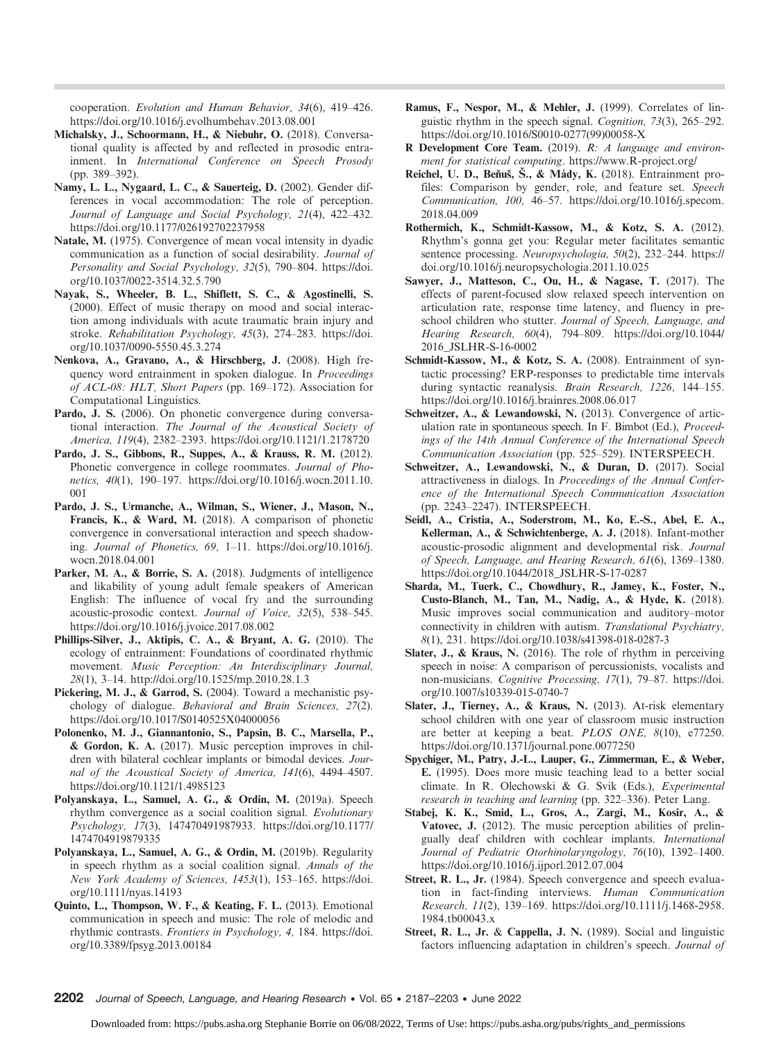cooperation. *Evolution and Human Behavior, 34*(6), 419–426. https://doi.org/10.1016/j.evolhumbehav.2013.08.001

**Michalsky, J., Schoormann, H., & Niebuhr, O.** (2018). Conversational quality is affected by and reflected in prosodic entrainment. In *International Conference on Speech Prosody* (pp. 389–392).

**Namy, L. L., Nygaard, L. C., & Sauerteig, D.** (2002). Gender differences in vocal accommodation: The role of perception. *Journal of Language and Social Psychology, 21*(4), 422–432. https://doi.org/10.1177/026192702237958

**Natale, M.** (1975). Convergence of mean vocal intensity in dyadic communication as a function of social desirability. *Journal of Personality and Social Psychology, 32*(5), 790–804. https://doi.org/10.1037/0022-3514.32.5.790

**Nayak, S., Wheeler, B. L., Shiflett, S. C., & Agostinelli, S.** (2000). Effect of music therapy on mood and social interaction among individuals with acute traumatic brain injury and stroke. *Rehabilitation Psychology, 45*(3), 274–283. https://doi.org/10.1037/0090-5550.45.3.274

**Nenkova, A., Gravano, A., & Hirschberg, J.** (2008). High frequency word entrainment in spoken dialogue. In *Proceedings of ACL-08: HLT, Short Papers* (pp. 169–172). Association for Computational Linguistics.

**Pardo, J. S.** (2006). On phonetic convergence during conversational interaction. *The Journal of the Acoustical Society of America, 119*(4), 2382–2393. https://doi.org/10.1121/1.2178720

**Pardo, J. S., Gibbons, R., Suppes, A., & Krauss, R. M.** (2012). Phonetic convergence in college roommates. *Journal of Phonetics, 40*(1), 190–197. https://doi.org/10.1016/j.wocn.2011.10.001

**Pardo, J. S., Urmanche, A., Wilman, S., Wiener, J., Mason, N., Francis, K., & Ward, M.** (2018). A comparison of phonetic convergence in conversational interaction and speech shadowing. *Journal of Phonetics, 69,* 1–11. https://doi.org/10.1016/j.wocn.2018.04.001

**Parker, M. A., & Borrie, S. A.** (2018). Judgments of intelligence and likability of young adult female speakers of American English: The influence of vocal fry and the surrounding acoustic-prosodic context. *Journal of Voice, 32*(5), 538–545. https://doi.org/10.1016/j.jvoice.2017.08.002

**Phillips-Silver, J., Aktipis, C. A., & Bryant, A. G.** (2010). The ecology of entrainment: Foundations of coordinated rhythmic movement. *Music Perception: An Interdisciplinary Journal, 28*(1), 3–14. http://doi.org/10.1525/mp.2010.28.1.3

**Pickering, M. J., & Garrod, S.** (2004). Toward a mechanistic psychology of dialogue. *Behavioral and Brain Sciences, 27*(2). https://doi.org/10.1017/S0140525X04000056

**Polonenko, M. J., Giannantonio, S., Papsin, B. C., Marsella, P., & Gordon, K. A.** (2017). Music perception improves in children with bilateral cochlear implants or bimodal devices. *Journal of the Acoustical Society of America, 141*(6), 4494–4507. https://doi.org/10.1121/1.4985123

**Polyanskaya, L., Samuel, A. G., & Ordin, M.** (2019a). Speech rhythm convergence as a social coalition signal. *Evolutionary Psychology, 17*(3), 147470491987933. https://doi.org/10.1177/1474704919879335

**Polyanskaya, L., Samuel, A. G., & Ordin, M.** (2019b). Regularity in speech rhythm as a social coalition signal. *Annals of the New York Academy of Sciences, 1453*(1), 153–165. https://doi.org/10.1111/nyas.14193

**Quinto, L., Thompson, W. F., & Keating, F. L.** (2013). Emotional communication in speech and music: The role of melodic and rhythmic contrasts. *Frontiers in Psychology, 4,* 184. https://doi.org/10.3389/fpsyg.2013.00184

**Ramus, F., Nespor, M., & Mehler, J.** (1999). Correlates of linguistic rhythm in the speech signal. *Cognition, 73*(3), 265–292. https://doi.org/10.1016/S0010-0277(99)00058-X

**R Development Core Team.** (2019). *R: A language and environment for statistical computing*. https://www.R-project.org/

**Reichel, U. D., Beňuš, Š., & Mády, K.** (2018). Entrainment profiles: Comparison by gender, role, and feature set. *Speech Communication, 100,* 46–57. https://doi.org/10.1016/j.specom.2018.04.009

**Rothermich, K., Schmidt-Kassow, M., & Kotz, S. A.** (2012). Rhythm's gonna get you: Regular meter facilitates semantic sentence processing. *Neuropsychologia, 50*(2), 232–244. https://doi.org/10.1016/j.neuropsychologia.2011.10.025

**Sawyer, J., Matteson, C., Ou, H., & Nagase, T.** (2017). The effects of parent-focused slow relaxed speech intervention on articulation rate, response time latency, and fluency in preschool children who stutter. *Journal of Speech, Language, and Hearing Research, 60*(4), 794–809. https://doi.org/10.1044/2016_JSLHR-S-16-0002

**Schmidt-Kassow, M., & Kotz, S. A.** (2008). Entrainment of syntactic processing? ERP-responses to predictable time intervals during syntactic reanalysis. *Brain Research, 1226,* 144–155. https://doi.org/10.1016/j.brainres.2008.06.017

**Schweitzer, A., & Lewandowski, N.** (2013). Convergence of articulation rate in spontaneous speech. In F. Bimbot (Ed.), *Proceedings of the 14th Annual Conference of the International Speech Communication Association* (pp. 525–529). INTERSPEECH.

**Schweitzer, A., Lewandowski, N., & Duran, D.** (2017). Social attractiveness in dialogs. In *Proceedings of the Annual Conference of the International Speech Communication Association* (pp. 2243–2247). INTERSPEECH.

**Seidl, A., Cristia, A., Soderstrom, M., Ko, E.-S., Abel, E. A., Kellerman, A., & Schwichtenberge, A. J.** (2018). Infant-mother acoustic-prosodic alignment and developmental risk. *Journal of Speech, Language, and Hearing Research, 61*(6), 1369–1380. https://doi.org/10.1044/2018_JSLHR-S-17-0287

**Sharda, M., Tuerk, C., Chowdhury, R., Jamey, K., Foster, N., Custo-Blanch, M., Tan, M., Nadig, A., & Hyde, K.** (2018). Music improves social communication and auditory–motor connectivity in children with autism. *Translational Psychiatry, 8*(1), 231. https://doi.org/10.1038/s41398-018-0287-3

**Slater, J., & Kraus, N.** (2016). The role of rhythm in perceiving speech in noise: A comparison of percussionists, vocalists and non-musicians. *Cognitive Processing, 17*(1), 79–87. https://doi.org/10.1007/s10339-015-0740-7

**Slater, J., Tierney, A., & Kraus, N.** (2013). At-risk elementary school children with one year of classroom music instruction are better at keeping a beat. *PLOS ONE, 8*(10), e77250. https://doi.org/10.1371/journal.pone.0077250

**Spychiger, M., Patry, J.-L., Lauper, G., Zimmerman, E., & Weber, E.** (1995). Does more music teaching lead to a better social climate. In R. Olechowski & G. Svik (Eds.), *Experimental research in teaching and learning* (pp. 322–336). Peter Lang.

**Stabej, K. K., Smid, L., Gros, A., Zargi, M., Kosir, A., & Vatovec, J.** (2012). The music perception abilities of prelingually deaf children with cochlear implants. *International Journal of Pediatric Otorhinolaryngology, 76*(10), 1392–1400. https://doi.org/10.1016/j.ijporl.2012.07.004

**Street, R. L., Jr.** (1984). Speech convergence and speech evaluation in fact-finding interviews. *Human Communication Research, 11*(2), 139–169. https://doi.org/10.1111/j.1468-2958.1984.tb00043.x

**Street, R. L., Jr. & Cappella, J. N.** (1989). Social and linguistic factors influencing adaptation in children's speech. *Journal of*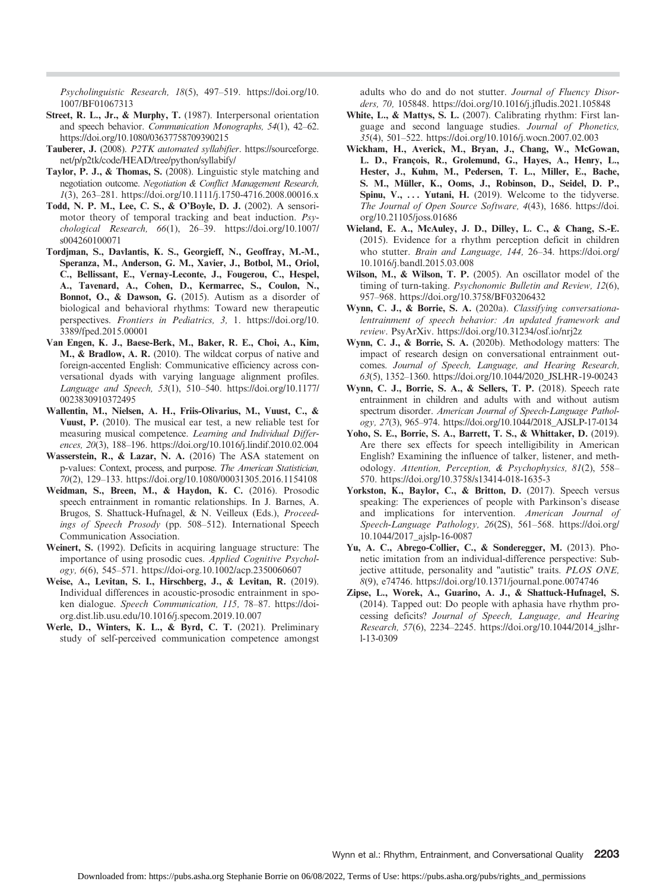Psycholinguistic Research, 18(5), 497–519. https://doi.org/10.1007/BF01067313

**Street, R. L., Jr., & Murphy, T.** (1987). Interpersonal orientation and speech behavior. *Communication Monographs, 54*(1), 42–62. https://doi.org/10.1080/03637758709390215

**Tauberer, J.** (2008). *P2TK automated syllabifier*. https://sourceforge.net/p/p2tk/code/HEAD/tree/python/syllabify/

**Taylor, P. J., & Thomas, S.** (2008). Linguistic style matching and negotiation outcome. *Negotiation & Conflict Management Research, 1*(3), 263–281. https://doi.org/10.1111/j.1750-4716.2008.00016.x

**Todd, N. P. M., Lee, C. S., & O'Boyle, D. J.** (2002). A sensorimotor theory of temporal tracking and beat induction. *Psychological Research, 66*(1), 26–39. https://doi.org/10.1007/s004260100071

**Tordjman, S., Davlantis, K. S., Georgieff, N., Geoffray, M.-M., Speranza, M., Anderson, G. M., Xavier, J., Botbol, M., Oriol, C., Bellissant, E., Vernay-Leconte, J., Fougerou, C., Hespel, A., Tavenard, A., Cohen, D., Kermarrec, S., Coulon, N., Bonnot, O., & Dawson, G.** (2015). Autism as a disorder of biological and behavioral rhythms: Toward new therapeutic perspectives. *Frontiers in Pediatrics, 3,* 1. https://doi.org/10.3389/fped.2015.00001

**Van Engen, K. J., Baese-Berk, M., Baker, R. E., Choi, A., Kim, M., & Bradlow, A. R.** (2010). The wildcat corpus of native and foreign-accented English: Communicative efficiency across conversational dyads with varying language alignment profiles. *Language and Speech, 53*(1), 510–540. https://doi.org/10.1177/0023830910372495

**Wallentin, M., Nielsen, A. H., Friis-Olivarius, M., Vuust, C., & Vuust, P.** (2010). The musical ear test, a new reliable test for measuring musical competence. *Learning and Individual Differences, 20*(3), 188–196. https://doi.org/10.1016/j.lindif.2010.02.004

**Wasserstein, R., & Lazar, N. A.** (2016) The ASA statement on p-values: Context, process, and purpose. *The American Statistician, 70*(2), 129–133. https://doi.org/10.1080/00031305.2016.1154108

**Weidman, S., Breen, M., & Haydon, K. C.** (2016). Prosodic speech entrainment in romantic relationships. In J. Barnes, A. Brugos, S. Shattuck-Hufnagel, & N. Veilleux (Eds.), *Proceedings of Speech Prosody* (pp. 508–512). International Speech Communication Association.

**Weinert, S.** (1992). Deficits in acquiring language structure: The importance of using prosodic cues. *Applied Cognitive Psychology, 6*(6), 545–571. https://doi-org.10.1002/acp.2350060607

**Weise, A., Levitan, S. I., Hirschberg, J., & Levitan, R.** (2019). Individual differences in acoustic-prosodic entrainment in spoken dialogue. *Speech Communication, 115,* 78–87. https://doi-org.dist.lib.usu.edu/10.1016/j.specom.2019.10.007

**Werle, D., Winters, K. L., & Byrd, C. T.** (2021). Preliminary study of self-perceived communication competence amongst adults who do and do not stutter. *Journal of Fluency Disorders, 70,* 105848. https://doi.org/10.1016/j.jfludis.2021.105848

**White, L., & Mattys, S. L.** (2007). Calibrating rhythm: First language and second language studies. *Journal of Phonetics, 35*(4), 501–522. https://doi.org/10.1016/j.wocn.2007.02.003

**Wickham, H., Averick, M., Bryan, J., Chang, W., McGowan, L. D., François, R., Grolemund, G., Hayes, A., Henry, L., Hester, J., Kuhm, M., Pedersen, T. L., Miller, E., Bache, S. M., Müller, K., Ooms, J., Robinson, D., Seidel, D. P., Spinu, V., … Yutani, H.** (2019). Welcome to the tidyverse. *The Journal of Open Source Software, 4*(43), 1686. https://doi.org/10.21105/joss.01686

**Wieland, E. A., McAuley, J. D., Dilley, L. C., & Chang, S.-E.** (2015). Evidence for a rhythm perception deficit in children who stutter. *Brain and Language, 144,* 26–34. https://doi.org/10.1016/j.bandl.2015.03.008

**Wilson, M., & Wilson, T. P.** (2005). An oscillator model of the timing of turn-taking. *Psychonomic Bulletin and Review, 12*(6), 957–968. https://doi.org/10.3758/BF03206432

**Wynn, C. J., & Borrie, S. A.** (2020a). *Classifying conversationalentrainment of speech behavior: An updated framework and review*. PsyArXiv. https://doi.org/10.31234/osf.io/nrj2z

**Wynn, C. J., & Borrie, S. A.** (2020b). Methodology matters: The impact of research design on conversational entrainment outcomes. *Journal of Speech, Language, and Hearing Research, 63*(5), 1352–1360. https://doi.org/10.1044/2020_JSLHR-19-00243

**Wynn, C. J., Borrie, S. A., & Sellers, T. P.** (2018). Speech rate entrainment in children and adults with and without autism spectrum disorder. *American Journal of Speech-Language Pathology, 27*(3), 965–974. https://doi.org/10.1044/2018_AJSLP-17-0134

**Yoho, S. E., Borrie, S. A., Barrett, T. S., & Whittaker, D.** (2019). Are there sex effects for speech intelligibility in American English? Examining the influence of talker, listener, and methodology. *Attention, Perception, & Psychophysics, 81*(2), 558–570. https://doi.org/10.3758/s13414-018-1635-3

**Yorkston, K., Baylor, C., & Britton, D.** (2017). Speech versus speaking: The experiences of people with Parkinson's disease and implications for intervention. *American Journal of Speech-Language Pathology, 26*(2S), 561–568. https://doi.org/10.1044/2017_ajslp-16-0087

**Yu, A. C., Abrego-Collier, C., & Sonderegger, M.** (2013). Phonetic imitation from an individual-difference perspective: Subjective attitude, personality and "autistic" traits. *PLOS ONE, 8*(9), e74746. https://doi.org/10.1371/journal.pone.0074746

**Zipse, L., Worek, A., Guarino, A. J., & Shattuck-Hufnagel, S.** (2014). Tapped out: Do people with aphasia have rhythm processing deficits? *Journal of Speech, Language, and Hearing Research, 57*(6), 2234–2245. https://doi.org/10.1044/2014_jslhr-l-13-0309